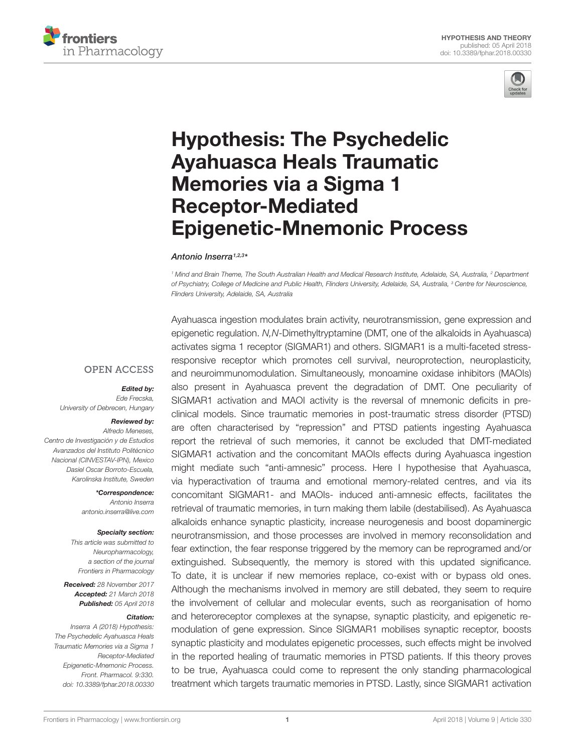HYPOTHESIS AND THEORY
published: 05 April 2018
doi: 10.3389/fphar.2018.00330

# Hypothesis: The Psychedelic Ayahuasca Heals Traumatic Memories via a Sigma 1 Receptor-Mediated Epigenetic-Mnemonic Process

*Antonio Inserra*[1,2,3]*

[1] Mind and Brain Theme, The South Australian Health and Medical Research Institute, Adelaide, SA, Australia, [2] Department of Psychiatry, College of Medicine and Public Health, Flinders University, Adelaide, SA, Australia, [3] Centre for Neuroscience, Flinders University, Adelaide, SA, Australia

OPEN ACCESS

***Edited by:***
Ede Frecska,
University of Debrecen, Hungary

***Reviewed by:***
Alfredo Meneses,
Centro de Investigación y de Estudios Avanzados del Instituto Politécnico Nacional (CINVESTAV-IPN), Mexico
Dasiel Oscar Borroto-Escuela,
Karolinska Institute, Sweden

***\*Correspondence:***
Antonio Inserra
antonio.inserra@live.com

***Specialty section:***
This article was submitted to Neuropharmacology, a section of the journal Frontiers in Pharmacology

***Received:*** 28 November 2017
***Accepted:*** 21 March 2018
***Published:*** 05 April 2018

***Citation:***
Inserra A (2018) Hypothesis: The Psychedelic Ayahuasca Heals Traumatic Memories via a Sigma 1 Receptor-Mediated Epigenetic-Mnemonic Process. Front. Pharmacol. 9:330. doi: 10.3389/fphar.2018.00330

Ayahuasca ingestion modulates brain activity, neurotransmission, gene expression and epigenetic regulation. *N,N*-Dimethyltryptamine (DMT, one of the alkaloids in Ayahuasca) activates sigma 1 receptor (SIGMAR1) and others. SIGMAR1 is a multi-faceted stress-responsive receptor which promotes cell survival, neuroprotection, neuroplasticity, and neuroimmunomodulation. Simultaneously, monoamine oxidase inhibitors (MAOIs) also present in Ayahuasca prevent the degradation of DMT. One peculiarity of SIGMAR1 activation and MAOI activity is the reversal of mnemonic deficits in pre-clinical models. Since traumatic memories in post-traumatic stress disorder (PTSD) are often characterised by "repression" and PTSD patients ingesting Ayahuasca report the retrieval of such memories, it cannot be excluded that DMT-mediated SIGMAR1 activation and the concomitant MAOIs effects during Ayahuasca ingestion might mediate such "anti-amnesic" process. Here I hypothesise that Ayahuasca, via hyperactivation of trauma and emotional memory-related centres, and via its concomitant SIGMAR1- and MAOIs- induced anti-amnesic effects, facilitates the retrieval of traumatic memories, in turn making them labile (destabilised). As Ayahuasca alkaloids enhance synaptic plasticity, increase neurogenesis and boost dopaminergic neurotransmission, and those processes are involved in memory reconsolidation and fear extinction, the fear response triggered by the memory can be reprogramed and/or extinguished. Subsequently, the memory is stored with this updated significance. To date, it is unclear if new memories replace, co-exist with or bypass old ones. Although the mechanisms involved in memory are still debated, they seem to require the involvement of cellular and molecular events, such as reorganisation of homo and heteroreceptor complexes at the synapse, synaptic plasticity, and epigenetic re-modulation of gene expression. Since SIGMAR1 mobilises synaptic receptor, boosts synaptic plasticity and modulates epigenetic processes, such effects might be involved in the reported healing of traumatic memories in PTSD patients. If this theory proves to be true, Ayahuasca could come to represent the only standing pharmacological treatment which targets traumatic memories in PTSD. Lastly, since SIGMAR1 activation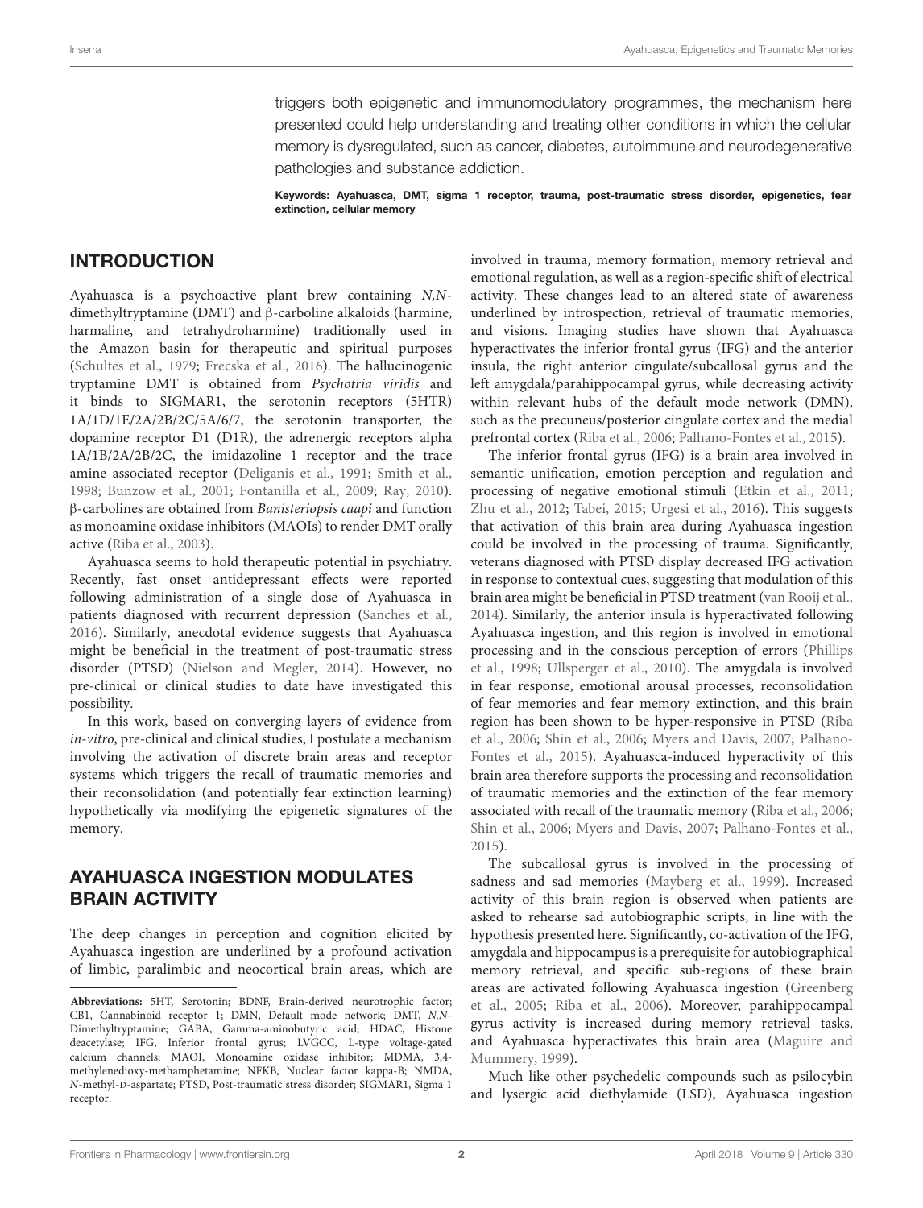triggers both epigenetic and immunomodulatory programmes, the mechanism here presented could help understanding and treating other conditions in which the cellular memory is dysregulated, such as cancer, diabetes, autoimmune and neurodegenerative pathologies and substance addiction.

**Keywords: Ayahuasca, DMT, sigma 1 receptor, trauma, post-traumatic stress disorder, epigenetics, fear extinction, cellular memory**

## INTRODUCTION

Ayahuasca is a psychoactive plant brew containing *N,N*-dimethyltryptamine (DMT) and β-carboline alkaloids (harmine, harmaline, and tetrahydroharmine) traditionally used in the Amazon basin for therapeutic and spiritual purposes (Schultes et al., 1979; Frecska et al., 2016). The hallucinogenic tryptamine DMT is obtained from *Psychotria viridis* and it binds to SIGMAR1, the serotonin receptors (5HTR) 1A/1D/1E/2A/2B/2C/5A/6/7, the serotonin transporter, the dopamine receptor D1 (D1R), the adrenergic receptors alpha 1A/1B/2A/2B/2C, the imidazoline 1 receptor and the trace amine associated receptor (Deliganis et al., 1991; Smith et al., 1998; Bunzow et al., 2001; Fontanilla et al., 2009; Ray, 2010). β-carbolines are obtained from *Banisteriopsis caapi* and function as monoamine oxidase inhibitors (MAOIs) to render DMT orally active (Riba et al., 2003).

Ayahuasca seems to hold therapeutic potential in psychiatry. Recently, fast onset antidepressant effects were reported following administration of a single dose of Ayahuasca in patients diagnosed with recurrent depression (Sanches et al., 2016). Similarly, anecdotal evidence suggests that Ayahuasca might be beneficial in the treatment of post-traumatic stress disorder (PTSD) (Nielson and Megler, 2014). However, no pre-clinical or clinical studies to date have investigated this possibility.

In this work, based on converging layers of evidence from *in-vitro*, pre-clinical and clinical studies, I postulate a mechanism involving the activation of discrete brain areas and receptor systems which triggers the recall of traumatic memories and their reconsolidation (and potentially fear extinction learning) hypothetically via modifying the epigenetic signatures of the memory.

## AYAHUASCA INGESTION MODULATES BRAIN ACTIVITY

The deep changes in perception and cognition elicited by Ayahuasca ingestion are underlined by a profound activation of limbic, paralimbic and neocortical brain areas, which are involved in trauma, memory formation, memory retrieval and emotional regulation, as well as a region-specific shift of electrical activity. These changes lead to an altered state of awareness underlined by introspection, retrieval of traumatic memories, and visions. Imaging studies have shown that Ayahuasca hyperactivates the inferior frontal gyrus (IFG) and the anterior insula, the right anterior cingulate/subcallosal gyrus and the left amygdala/parahippocampal gyrus, while decreasing activity within relevant hubs of the default mode network (DMN), such as the precuneus/posterior cingulate cortex and the medial prefrontal cortex (Riba et al., 2006; Palhano-Fontes et al., 2015).

The inferior frontal gyrus (IFG) is a brain area involved in semantic unification, emotion perception and regulation and processing of negative emotional stimuli (Etkin et al., 2011; Zhu et al., 2012; Tabei, 2015; Urgesi et al., 2016). This suggests that activation of this brain area during Ayahuasca ingestion could be involved in the processing of trauma. Significantly, veterans diagnosed with PTSD display decreased IFG activation in response to contextual cues, suggesting that modulation of this brain area might be beneficial in PTSD treatment (van Rooij et al., 2014). Similarly, the anterior insula is hyperactivated following Ayahuasca ingestion, and this region is involved in emotional processing and in the conscious perception of errors (Phillips et al., 1998; Ullsperger et al., 2010). The amygdala is involved in fear response, emotional arousal processes, reconsolidation of fear memories and fear memory extinction, and this brain region has been shown to be hyper-responsive in PTSD (Riba et al., 2006; Shin et al., 2006; Myers and Davis, 2007; Palhano-Fontes et al., 2015). Ayahuasca-induced hyperactivity of this brain area therefore supports the processing and reconsolidation of traumatic memories and the extinction of the fear memory associated with recall of the traumatic memory (Riba et al., 2006; Shin et al., 2006; Myers and Davis, 2007; Palhano-Fontes et al., 2015).

The subcallosal gyrus is involved in the processing of sadness and sad memories (Mayberg et al., 1999). Increased activity of this brain region is observed when patients are asked to rehearse sad autobiographic scripts, in line with the hypothesis presented here. Significantly, co-activation of the IFG, amygdala and hippocampus is a prerequisite for autobiographical memory retrieval, and specific sub-regions of these brain areas are activated following Ayahuasca ingestion (Greenberg et al., 2005; Riba et al., 2006). Moreover, parahippocampal gyrus activity is increased during memory retrieval tasks, and Ayahuasca hyperactivates this brain area (Maguire and Mummery, 1999).

Much like other psychedelic compounds such as psilocybin and lysergic acid diethylamide (LSD), Ayahuasca ingestion

---

**Abbreviations:** 5HT, Serotonin; BDNF, Brain-derived neurotrophic factor; CB1, Cannabinoid receptor 1; DMN, Default mode network; DMT, *N,N*-Dimethyltryptamine; GABA, Gamma-aminobutyric acid; HDAC, Histone deacetylase; IFG, Inferior frontal gyrus; LVGCC, L-type voltage-gated calcium channels; MAOI, Monoamine oxidase inhibitor; MDMA, 3,4-methylenedioxy-methamphetamine; NFKB, Nuclear factor kappa-B; NMDA, *N*-methyl-D-aspartate; PTSD, Post-traumatic stress disorder; SIGMAR1, Sigma 1 receptor.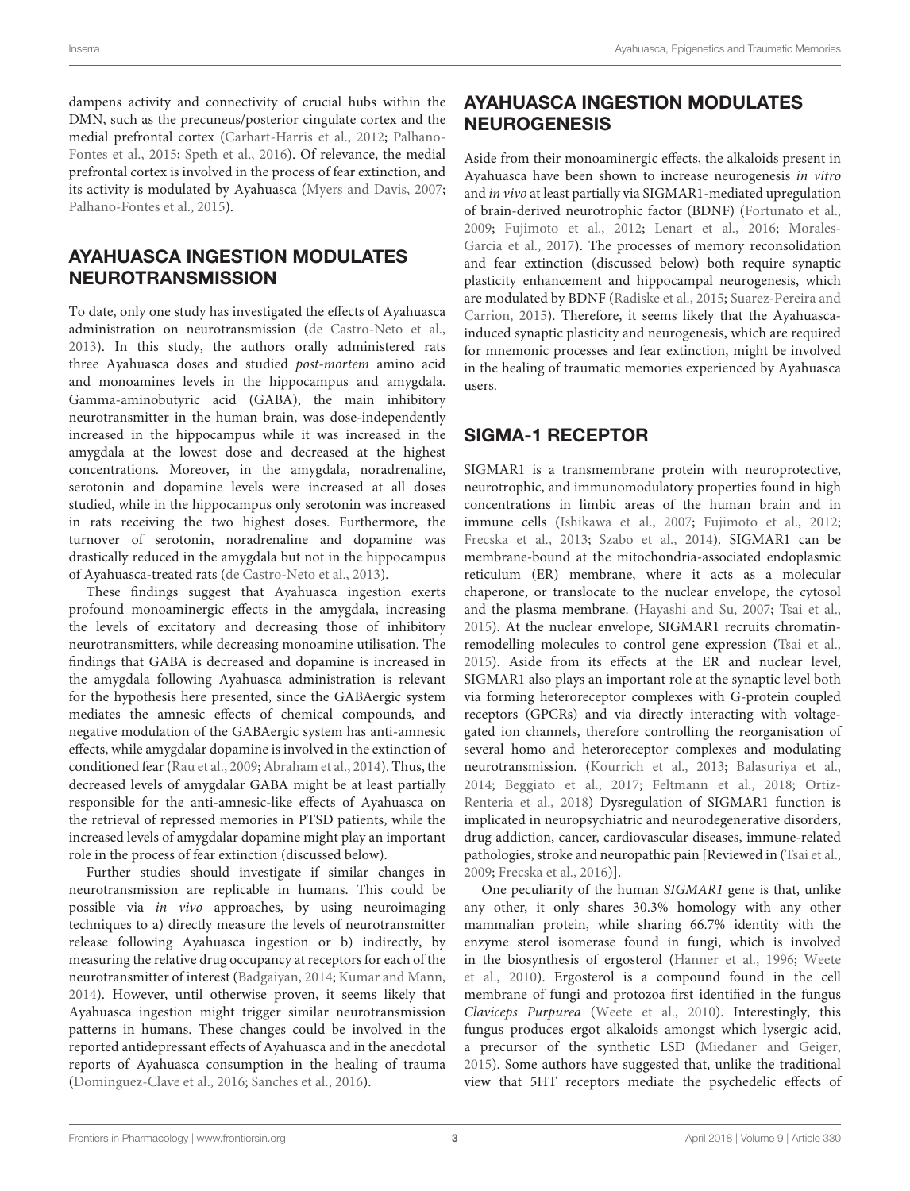dampens activity and connectivity of crucial hubs within the DMN, such as the precuneus/posterior cingulate cortex and the medial prefrontal cortex (Carhart-Harris et al., 2012; Palhano-Fontes et al., 2015; Speth et al., 2016). Of relevance, the medial prefrontal cortex is involved in the process of fear extinction, and its activity is modulated by Ayahuasca (Myers and Davis, 2007; Palhano-Fontes et al., 2015).

## AYAHUASCA INGESTION MODULATES NEUROTRANSMISSION

To date, only one study has investigated the effects of Ayahuasca administration on neurotransmission (de Castro-Neto et al., 2013). In this study, the authors orally administered rats three Ayahuasca doses and studied *post-mortem* amino acid and monoamines levels in the hippocampus and amygdala. Gamma-aminobutyric acid (GABA), the main inhibitory neurotransmitter in the human brain, was dose-independently increased in the hippocampus while it was increased in the amygdala at the lowest dose and decreased at the highest concentrations. Moreover, in the amygdala, noradrenaline, serotonin and dopamine levels were increased at all doses studied, while in the hippocampus only serotonin was increased in rats receiving the two highest doses. Furthermore, the turnover of serotonin, noradrenaline and dopamine was drastically reduced in the amygdala but not in the hippocampus of Ayahuasca-treated rats (de Castro-Neto et al., 2013).

These findings suggest that Ayahuasca ingestion exerts profound monoaminergic effects in the amygdala, increasing the levels of excitatory and decreasing those of inhibitory neurotransmitters, while decreasing monoamine utilisation. The findings that GABA is decreased and dopamine is increased in the amygdala following Ayahuasca administration is relevant for the hypothesis here presented, since the GABAergic system mediates the amnesic effects of chemical compounds, and negative modulation of the GABAergic system has anti-amnesic effects, while amygdalar dopamine is involved in the extinction of conditioned fear (Rau et al., 2009; Abraham et al., 2014). Thus, the decreased levels of amygdalar GABA might be at least partially responsible for the anti-amnesic-like effects of Ayahuasca on the retrieval of repressed memories in PTSD patients, while the increased levels of amygdalar dopamine might play an important role in the process of fear extinction (discussed below).

Further studies should investigate if similar changes in neurotransmission are replicable in humans. This could be possible via *in vivo* approaches, by using neuroimaging techniques to a) directly measure the levels of neurotransmitter release following Ayahuasca ingestion or b) indirectly, by measuring the relative drug occupancy at receptors for each of the neurotransmitter of interest (Badgaiyan, 2014; Kumar and Mann, 2014). However, until otherwise proven, it seems likely that Ayahuasca ingestion might trigger similar neurotransmission patterns in humans. These changes could be involved in the reported antidepressant effects of Ayahuasca and in the anecdotal reports of Ayahuasca consumption in the healing of trauma (Dominguez-Clave et al., 2016; Sanches et al., 2016).

## AYAHUASCA INGESTION MODULATES NEUROGENESIS

Aside from their monoaminergic effects, the alkaloids present in Ayahuasca have been shown to increase neurogenesis *in vitro* and *in vivo* at least partially via SIGMAR1-mediated upregulation of brain-derived neurotrophic factor (BDNF) (Fortunato et al., 2009; Fujimoto et al., 2012; Lenart et al., 2016; Morales-Garcia et al., 2017). The processes of memory reconsolidation and fear extinction (discussed below) both require synaptic plasticity enhancement and hippocampal neurogenesis, which are modulated by BDNF (Radiske et al., 2015; Suarez-Pereira and Carrion, 2015). Therefore, it seems likely that the Ayahuasca-induced synaptic plasticity and neurogenesis, which are required for mnemonic processes and fear extinction, might be involved in the healing of traumatic memories experienced by Ayahuasca users.

## SIGMA-1 RECEPTOR

SIGMAR1 is a transmembrane protein with neuroprotective, neurotrophic, and immunomodulatory properties found in high concentrations in limbic areas of the human brain and in immune cells (Ishikawa et al., 2007; Fujimoto et al., 2012; Frecska et al., 2013; Szabo et al., 2014). SIGMAR1 can be membrane-bound at the mitochondria-associated endoplasmic reticulum (ER) membrane, where it acts as a molecular chaperone, or translocate to the nuclear envelope, the cytosol and the plasma membrane. (Hayashi and Su, 2007; Tsai et al., 2015). At the nuclear envelope, SIGMAR1 recruits chromatin-remodelling molecules to control gene expression (Tsai et al., 2015). Aside from its effects at the ER and nuclear level, SIGMAR1 also plays an important role at the synaptic level both via forming heteroreceptor complexes with G-protein coupled receptors (GPCRs) and via directly interacting with voltage-gated ion channels, therefore controlling the reorganisation of several homo and heteroreceptor complexes and modulating neurotransmission. (Kourrich et al., 2013; Balasuriya et al., 2014; Beggiato et al., 2017; Feltmann et al., 2018; Ortiz-Renteria et al., 2018) Dysregulation of SIGMAR1 function is implicated in neuropsychiatric and neurodegenerative disorders, drug addiction, cancer, cardiovascular diseases, immune-related pathologies, stroke and neuropathic pain [Reviewed in (Tsai et al., 2009; Frecska et al., 2016)].

One peculiarity of the human *SIGMAR1* gene is that, unlike any other, it only shares 30.3% homology with any other mammalian protein, while sharing 66.7% identity with the enzyme sterol isomerase found in fungi, which is involved in the biosynthesis of ergosterol (Hanner et al., 1996; Weete et al., 2010). Ergosterol is a compound found in the cell membrane of fungi and protozoa first identified in the fungus *Claviceps Purpurea* (Weete et al., 2010). Interestingly, this fungus produces ergot alkaloids amongst which lysergic acid, a precursor of the synthetic LSD (Miedaner and Geiger, 2015). Some authors have suggested that, unlike the traditional view that 5HT receptors mediate the psychedelic effects of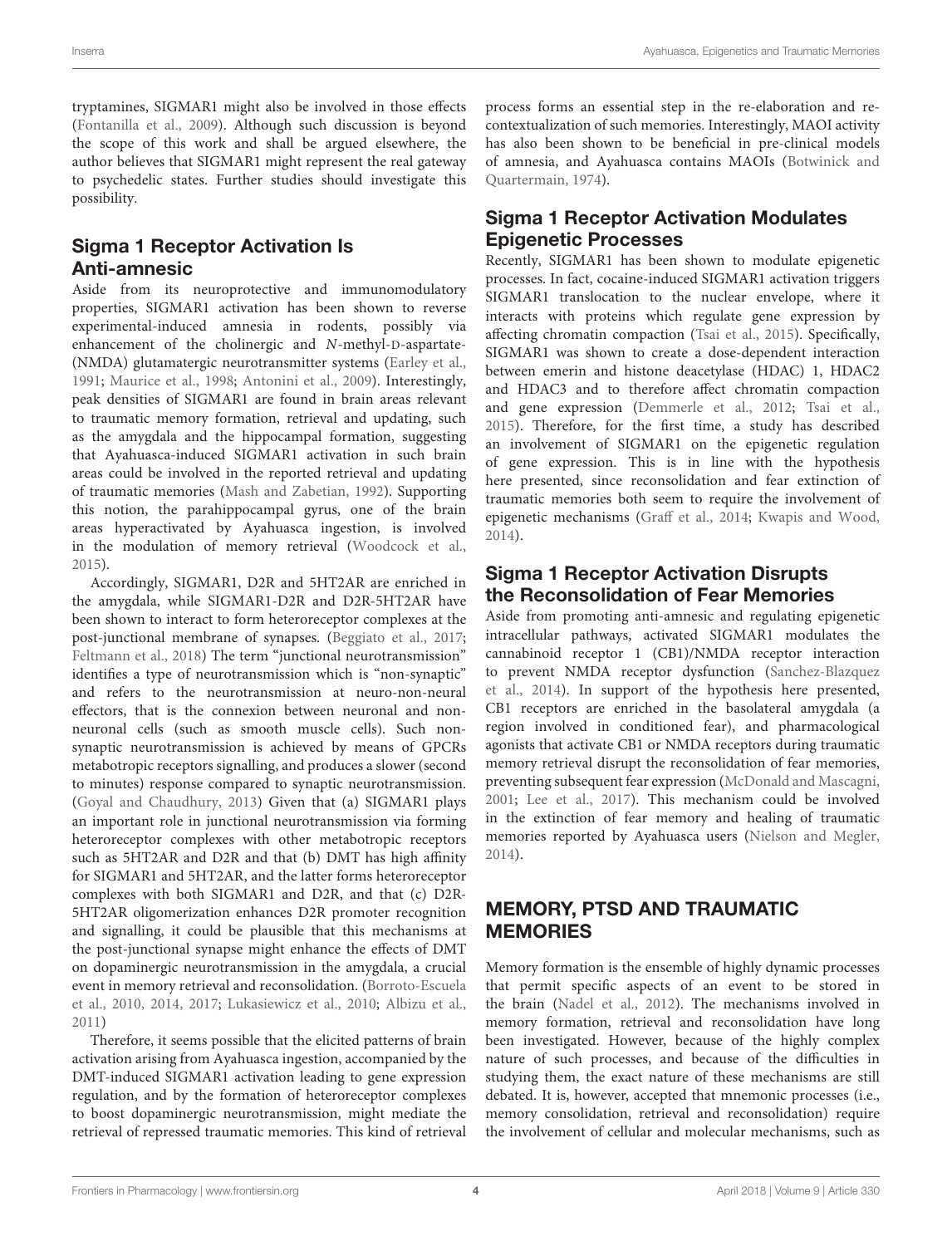tryptamines, SIGMAR1 might also be involved in those effects (Fontanilla et al., 2009). Although such discussion is beyond the scope of this work and shall be argued elsewhere, the author believes that SIGMAR1 might represent the real gateway to psychedelic states. Further studies should investigate this possibility.

## Sigma 1 Receptor Activation Is Anti-amnesic

Aside from its neuroprotective and immunomodulatory properties, SIGMAR1 activation has been shown to reverse experimental-induced amnesia in rodents, possibly via enhancement of the cholinergic and *N*-methyl-D-aspartate-(NMDA) glutamatergic neurotransmitter systems (Earley et al., 1991; Maurice et al., 1998; Antonini et al., 2009). Interestingly, peak densities of SIGMAR1 are found in brain areas relevant to traumatic memory formation, retrieval and updating, such as the amygdala and the hippocampal formation, suggesting that Ayahuasca-induced SIGMAR1 activation in such brain areas could be involved in the reported retrieval and updating of traumatic memories (Mash and Zabetian, 1992). Supporting this notion, the parahippocampal gyrus, one of the brain areas hyperactivated by Ayahuasca ingestion, is involved in the modulation of memory retrieval (Woodcock et al., 2015).

Accordingly, SIGMAR1, D2R and 5HT2AR are enriched in the amygdala, while SIGMAR1-D2R and D2R-5HT2AR have been shown to interact to form heteroreceptor complexes at the post-junctional membrane of synapses. (Beggiato et al., 2017; Feltmann et al., 2018) The term "junctional neurotransmission" identifies a type of neurotransmission which is "non-synaptic" and refers to the neurotransmission at neuro-non-neural effectors, that is the connexion between neuronal and non-neuronal cells (such as smooth muscle cells). Such non-synaptic neurotransmission is achieved by means of GPCRs metabotropic receptors signalling, and produces a slower (second to minutes) response compared to synaptic neurotransmission. (Goyal and Chaudhury, 2013) Given that (a) SIGMAR1 plays an important role in junctional neurotransmission via forming heteroreceptor complexes with other metabotropic receptors such as 5HT2AR and D2R and that (b) DMT has high affinity for SIGMAR1 and 5HT2AR, and the latter forms heteroreceptor complexes with both SIGMAR1 and D2R, and that (c) D2R-5HT2AR oligomerization enhances D2R promoter recognition and signalling, it could be plausible that this mechanisms at the post-junctional synapse might enhance the effects of DMT on dopaminergic neurotransmission in the amygdala, a crucial event in memory retrieval and reconsolidation. (Borroto-Escuela et al., 2010, 2014, 2017; Lukasiewicz et al., 2010; Albizu et al., 2011)

Therefore, it seems possible that the elicited patterns of brain activation arising from Ayahuasca ingestion, accompanied by the DMT-induced SIGMAR1 activation leading to gene expression regulation, and by the formation of heteroreceptor complexes to boost dopaminergic neurotransmission, might mediate the retrieval of repressed traumatic memories. This kind of retrieval process forms an essential step in the re-elaboration and re-contextualization of such memories. Interestingly, MAOI activity has also been shown to be beneficial in pre-clinical models of amnesia, and Ayahuasca contains MAOIs (Botwinick and Quartermain, 1974).

## Sigma 1 Receptor Activation Modulates Epigenetic Processes

Recently, SIGMAR1 has been shown to modulate epigenetic processes. In fact, cocaine-induced SIGMAR1 activation triggers SIGMAR1 translocation to the nuclear envelope, where it interacts with proteins which regulate gene expression by affecting chromatin compaction (Tsai et al., 2015). Specifically, SIGMAR1 was shown to create a dose-dependent interaction between emerin and histone deacetylase (HDAC) 1, HDAC2 and HDAC3 and to therefore affect chromatin compaction and gene expression (Demmerle et al., 2012; Tsai et al., 2015). Therefore, for the first time, a study has described an involvement of SIGMAR1 on the epigenetic regulation of gene expression. This is in line with the hypothesis here presented, since reconsolidation and fear extinction of traumatic memories both seem to require the involvement of epigenetic mechanisms (Graff et al., 2014; Kwapis and Wood, 2014).

## Sigma 1 Receptor Activation Disrupts the Reconsolidation of Fear Memories

Aside from promoting anti-amnesic and regulating epigenetic intracellular pathways, activated SIGMAR1 modulates the cannabinoid receptor 1 (CB1)/NMDA receptor interaction to prevent NMDA receptor dysfunction (Sanchez-Blazquez et al., 2014). In support of the hypothesis here presented, CB1 receptors are enriched in the basolateral amygdala (a region involved in conditioned fear), and pharmacological agonists that activate CB1 or NMDA receptors during traumatic memory retrieval disrupt the reconsolidation of fear memories, preventing subsequent fear expression (McDonald and Mascagni, 2001; Lee et al., 2017). This mechanism could be involved in the extinction of fear memory and healing of traumatic memories reported by Ayahuasca users (Nielson and Megler, 2014).

# MEMORY, PTSD AND TRAUMATIC MEMORIES

Memory formation is the ensemble of highly dynamic processes that permit specific aspects of an event to be stored in the brain (Nadel et al., 2012). The mechanisms involved in memory formation, retrieval and reconsolidation have long been investigated. However, because of the highly complex nature of such processes, and because of the difficulties in studying them, the exact nature of these mechanisms are still debated. It is, however, accepted that mnemonic processes (i.e., memory consolidation, retrieval and reconsolidation) require the involvement of cellular and molecular mechanisms, such as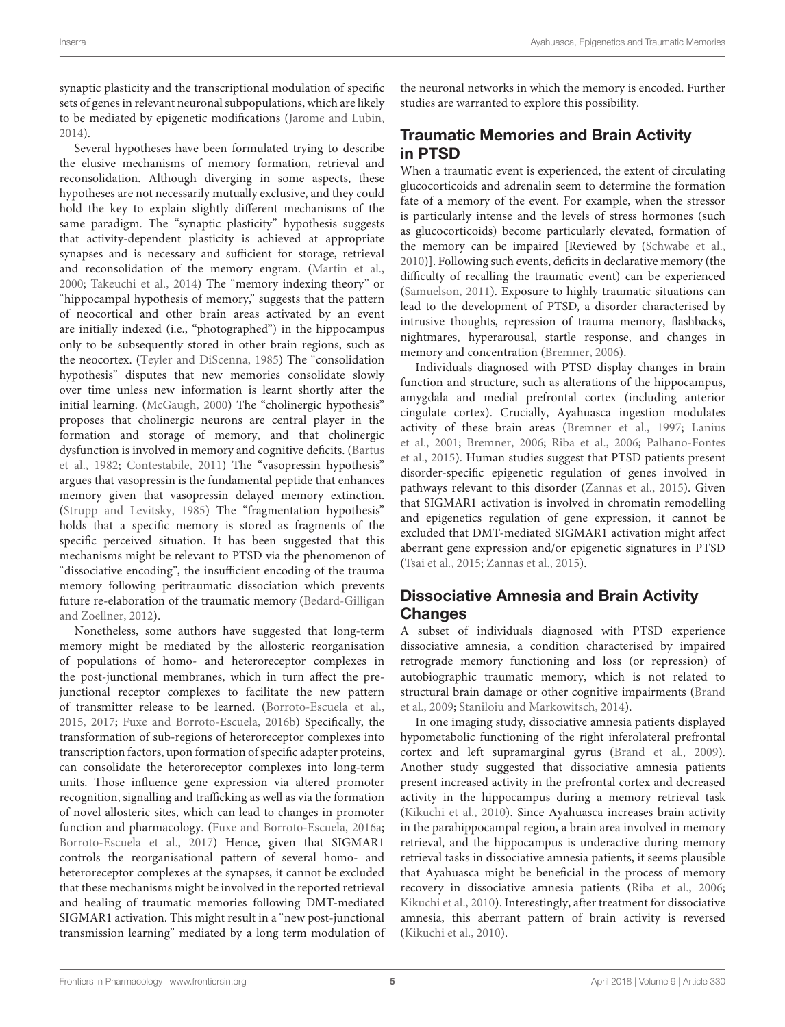synaptic plasticity and the transcriptional modulation of specific sets of genes in relevant neuronal subpopulations, which are likely to be mediated by epigenetic modifications (Jarome and Lubin, 2014).

Several hypotheses have been formulated trying to describe the elusive mechanisms of memory formation, retrieval and reconsolidation. Although diverging in some aspects, these hypotheses are not necessarily mutually exclusive, and they could hold the key to explain slightly different mechanisms of the same paradigm. The "synaptic plasticity" hypothesis suggests that activity-dependent plasticity is achieved at appropriate synapses and is necessary and sufficient for storage, retrieval and reconsolidation of the memory engram. (Martin et al., 2000; Takeuchi et al., 2014) The "memory indexing theory" or "hippocampal hypothesis of memory," suggests that the pattern of neocortical and other brain areas activated by an event are initially indexed (i.e., "photographed") in the hippocampus only to be subsequently stored in other brain regions, such as the neocortex. (Teyler and DiScenna, 1985) The "consolidation hypothesis" disputes that new memories consolidate slowly over time unless new information is learnt shortly after the initial learning. (McGaugh, 2000) The "cholinergic hypothesis" proposes that cholinergic neurons are central player in the formation and storage of memory, and that cholinergic dysfunction is involved in memory and cognitive deficits. (Bartus et al., 1982; Contestabile, 2011) The "vasopressin hypothesis" argues that vasopressin is the fundamental peptide that enhances memory given that vasopressin delayed memory extinction. (Strupp and Levitsky, 1985) The "fragmentation hypothesis" holds that a specific memory is stored as fragments of the specific perceived situation. It has been suggested that this mechanisms might be relevant to PTSD via the phenomenon of "dissociative encoding", the insufficient encoding of the trauma memory following peritraumatic dissociation which prevents future re-elaboration of the traumatic memory (Bedard-Gilligan and Zoellner, 2012).

Nonetheless, some authors have suggested that long-term memory might be mediated by the allosteric reorganisation of populations of homo- and heteroreceptor complexes in the post-junctional membranes, which in turn affect the pre-junctional receptor complexes to facilitate the new pattern of transmitter release to be learned. (Borroto-Escuela et al., 2015, 2017; Fuxe and Borroto-Escuela, 2016b) Specifically, the transformation of sub-regions of heteroreceptor complexes into transcription factors, upon formation of specific adapter proteins, can consolidate the heteroreceptor complexes into long-term units. Those influence gene expression via altered promoter recognition, signalling and trafficking as well as via the formation of novel allosteric sites, which can lead to changes in promoter function and pharmacology. (Fuxe and Borroto-Escuela, 2016a; Borroto-Escuela et al., 2017) Hence, given that SIGMAR1 controls the reorganisational pattern of several homo- and heteroreceptor complexes at the synapses, it cannot be excluded that these mechanisms might be involved in the reported retrieval and healing of traumatic memories following DMT-mediated SIGMAR1 activation. This might result in a "new post-junctional transmission learning" mediated by a long term modulation of the neuronal networks in which the memory is encoded. Further studies are warranted to explore this possibility.

## Traumatic Memories and Brain Activity in PTSD

When a traumatic event is experienced, the extent of circulating glucocorticoids and adrenalin seem to determine the formation fate of a memory of the event. For example, when the stressor is particularly intense and the levels of stress hormones (such as glucocorticoids) become particularly elevated, formation of the memory can be impaired [Reviewed by (Schwabe et al., 2010)]. Following such events, deficits in declarative memory (the difficulty of recalling the traumatic event) can be experienced (Samuelson, 2011). Exposure to highly traumatic situations can lead to the development of PTSD, a disorder characterised by intrusive thoughts, repression of trauma memory, flashbacks, nightmares, hyperarousal, startle response, and changes in memory and concentration (Bremner, 2006).

Individuals diagnosed with PTSD display changes in brain function and structure, such as alterations of the hippocampus, amygdala and medial prefrontal cortex (including anterior cingulate cortex). Crucially, Ayahuasca ingestion modulates activity of these brain areas (Bremner et al., 1997; Lanius et al., 2001; Bremner, 2006; Riba et al., 2006; Palhano-Fontes et al., 2015). Human studies suggest that PTSD patients present disorder-specific epigenetic regulation of genes involved in pathways relevant to this disorder (Zannas et al., 2015). Given that SIGMAR1 activation is involved in chromatin remodelling and epigenetics regulation of gene expression, it cannot be excluded that DMT-mediated SIGMAR1 activation might affect aberrant gene expression and/or epigenetic signatures in PTSD (Tsai et al., 2015; Zannas et al., 2015).

## Dissociative Amnesia and Brain Activity Changes

A subset of individuals diagnosed with PTSD experience dissociative amnesia, a condition characterised by impaired retrograde memory functioning and loss (or repression) of autobiographic traumatic memory, which is not related to structural brain damage or other cognitive impairments (Brand et al., 2009; Staniloiu and Markowitsch, 2014).

In one imaging study, dissociative amnesia patients displayed hypometabolic functioning of the right inferolateral prefrontal cortex and left supramarginal gyrus (Brand et al., 2009). Another study suggested that dissociative amnesia patients present increased activity in the prefrontal cortex and decreased activity in the hippocampus during a memory retrieval task (Kikuchi et al., 2010). Since Ayahuasca increases brain activity in the parahippocampal region, a brain area involved in memory retrieval, and the hippocampus is underactive during memory retrieval tasks in dissociative amnesia patients, it seems plausible that Ayahuasca might be beneficial in the process of memory recovery in dissociative amnesia patients (Riba et al., 2006; Kikuchi et al., 2010). Interestingly, after treatment for dissociative amnesia, this aberrant pattern of brain activity is reversed (Kikuchi et al., 2010).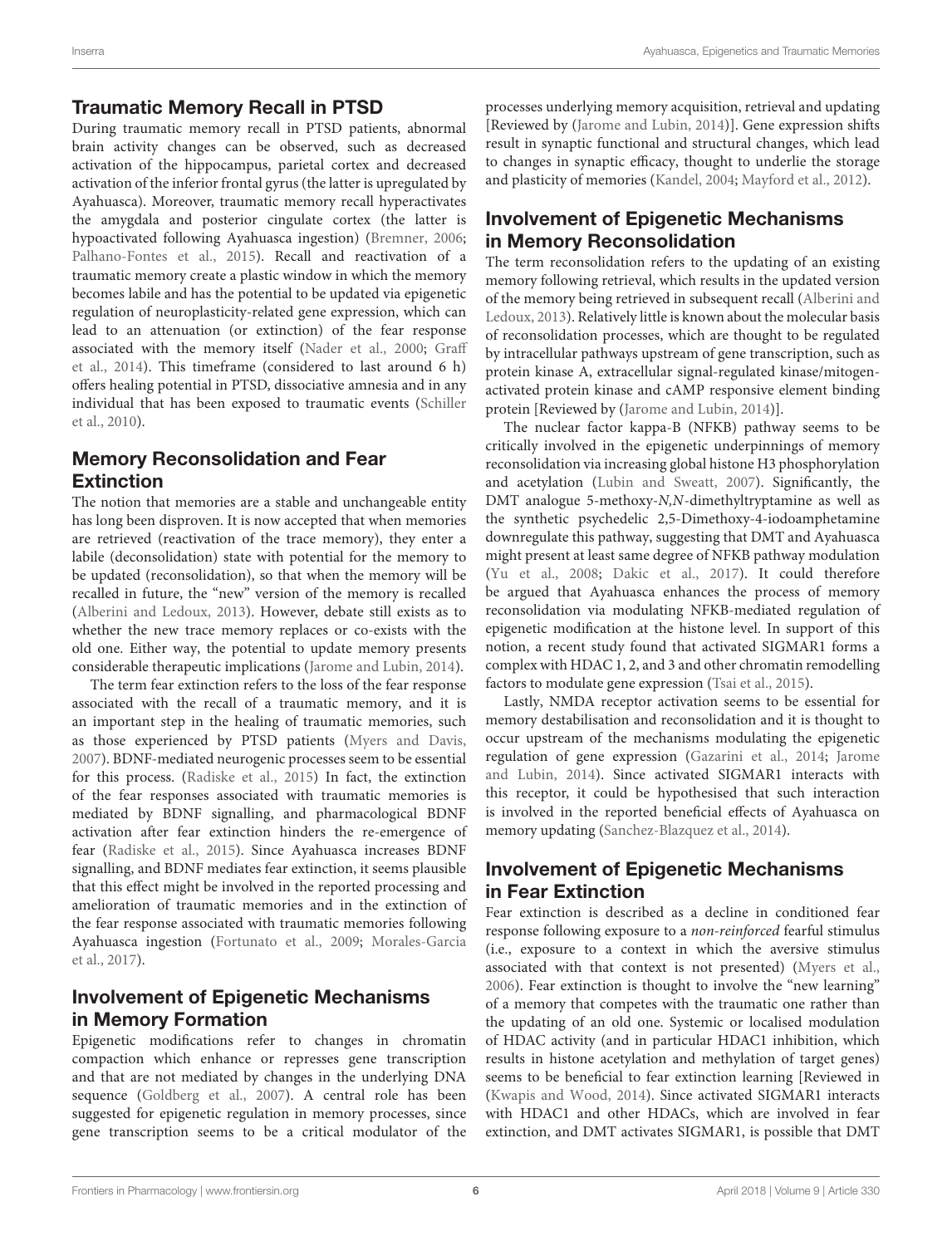## Traumatic Memory Recall in PTSD

During traumatic memory recall in PTSD patients, abnormal brain activity changes can be observed, such as decreased activation of the hippocampus, parietal cortex and decreased activation of the inferior frontal gyrus (the latter is upregulated by Ayahuasca). Moreover, traumatic memory recall hyperactivates the amygdala and posterior cingulate cortex (the latter is hypoactivated following Ayahuasca ingestion) (Bremner, 2006; Palhano-Fontes et al., 2015). Recall and reactivation of a traumatic memory create a plastic window in which the memory becomes labile and has the potential to be updated via epigenetic regulation of neuroplasticity-related gene expression, which can lead to an attenuation (or extinction) of the fear response associated with the memory itself (Nader et al., 2000; Graff et al., 2014). This timeframe (considered to last around 6 h) offers healing potential in PTSD, dissociative amnesia and in any individual that has been exposed to traumatic events (Schiller et al., 2010).

## Memory Reconsolidation and Fear Extinction

The notion that memories are a stable and unchangeable entity has long been disproven. It is now accepted that when memories are retrieved (reactivation of the trace memory), they enter a labile (deconsolidation) state with potential for the memory to be updated (reconsolidation), so that when the memory will be recalled in future, the "new" version of the memory is recalled (Alberini and Ledoux, 2013). However, debate still exists as to whether the new trace memory replaces or co-exists with the old one. Either way, the potential to update memory presents considerable therapeutic implications (Jarome and Lubin, 2014).

The term fear extinction refers to the loss of the fear response associated with the recall of a traumatic memory, and it is an important step in the healing of traumatic memories, such as those experienced by PTSD patients (Myers and Davis, 2007). BDNF-mediated neurogenic processes seem to be essential for this process. (Radiske et al., 2015) In fact, the extinction of the fear responses associated with traumatic memories is mediated by BDNF signalling, and pharmacological BDNF activation after fear extinction hinders the re-emergence of fear (Radiske et al., 2015). Since Ayahuasca increases BDNF signalling, and BDNF mediates fear extinction, it seems plausible that this effect might be involved in the reported processing and amelioration of traumatic memories and in the extinction of the fear response associated with traumatic memories following Ayahuasca ingestion (Fortunato et al., 2009; Morales-Garcia et al., 2017).

## Involvement of Epigenetic Mechanisms in Memory Formation

Epigenetic modifications refer to changes in chromatin compaction which enhance or represses gene transcription and that are not mediated by changes in the underlying DNA sequence (Goldberg et al., 2007). A central role has been suggested for epigenetic regulation in memory processes, since gene transcription seems to be a critical modulator of the processes underlying memory acquisition, retrieval and updating [Reviewed by (Jarome and Lubin, 2014)]. Gene expression shifts result in synaptic functional and structural changes, which lead to changes in synaptic efficacy, thought to underlie the storage and plasticity of memories (Kandel, 2004; Mayford et al., 2012).

## Involvement of Epigenetic Mechanisms in Memory Reconsolidation

The term reconsolidation refers to the updating of an existing memory following retrieval, which results in the updated version of the memory being retrieved in subsequent recall (Alberini and Ledoux, 2013). Relatively little is known about the molecular basis of reconsolidation processes, which are thought to be regulated by intracellular pathways upstream of gene transcription, such as protein kinase A, extracellular signal-regulated kinase/mitogen-activated protein kinase and cAMP responsive element binding protein [Reviewed by (Jarome and Lubin, 2014)].

The nuclear factor kappa-B (NFKB) pathway seems to be critically involved in the epigenetic underpinnings of memory reconsolidation via increasing global histone H3 phosphorylation and acetylation (Lubin and Sweatt, 2007). Significantly, the DMT analogue 5-methoxy-*N,N*-dimethyltryptamine as well as the synthetic psychedelic 2,5-Dimethoxy-4-iodoamphetamine downregulate this pathway, suggesting that DMT and Ayahuasca might present at least same degree of NFKB pathway modulation (Yu et al., 2008; Dakic et al., 2017). It could therefore be argued that Ayahuasca enhances the process of memory reconsolidation via modulating NFKB-mediated regulation of epigenetic modification at the histone level. In support of this notion, a recent study found that activated SIGMAR1 forms a complex with HDAC 1, 2, and 3 and other chromatin remodelling factors to modulate gene expression (Tsai et al., 2015).

Lastly, NMDA receptor activation seems to be essential for memory destabilisation and reconsolidation and it is thought to occur upstream of the mechanisms modulating the epigenetic regulation of gene expression (Gazarini et al., 2014; Jarome and Lubin, 2014). Since activated SIGMAR1 interacts with this receptor, it could be hypothesised that such interaction is involved in the reported beneficial effects of Ayahuasca on memory updating (Sanchez-Blazquez et al., 2014).

## Involvement of Epigenetic Mechanisms in Fear Extinction

Fear extinction is described as a decline in conditioned fear response following exposure to a *non-reinforced* fearful stimulus (i.e., exposure to a context in which the aversive stimulus associated with that context is not presented) (Myers et al., 2006). Fear extinction is thought to involve the "new learning" of a memory that competes with the traumatic one rather than the updating of an old one. Systemic or localised modulation of HDAC activity (and in particular HDAC1 inhibition, which results in histone acetylation and methylation of target genes) seems to be beneficial to fear extinction learning [Reviewed in (Kwapis and Wood, 2014). Since activated SIGMAR1 interacts with HDAC1 and other HDACs, which are involved in fear extinction, and DMT activates SIGMAR1, is possible that DMT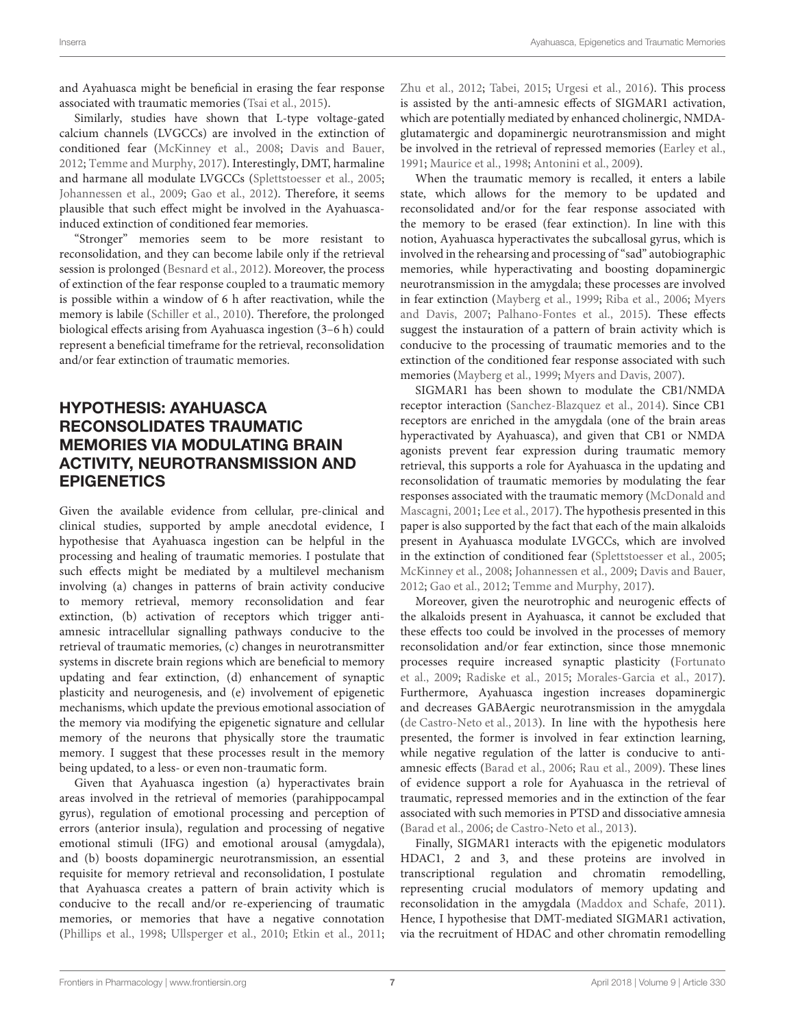and Ayahuasca might be beneficial in erasing the fear response associated with traumatic memories (Tsai et al., 2015).

Similarly, studies have shown that L-type voltage-gated calcium channels (LVGCCs) are involved in the extinction of conditioned fear (McKinney et al., 2008; Davis and Bauer, 2012; Temme and Murphy, 2017). Interestingly, DMT, harmaline and harmane all modulate LVGCCs (Splettstoesser et al., 2005; Johannessen et al., 2009; Gao et al., 2012). Therefore, it seems plausible that such effect might be involved in the Ayahuasca-induced extinction of conditioned fear memories.

"Stronger" memories seem to be more resistant to reconsolidation, and they can become labile only if the retrieval session is prolonged (Besnard et al., 2012). Moreover, the process of extinction of the fear response coupled to a traumatic memory is possible within a window of 6 h after reactivation, while the memory is labile (Schiller et al., 2010). Therefore, the prolonged biological effects arising from Ayahuasca ingestion (3–6 h) could represent a beneficial timeframe for the retrieval, reconsolidation and/or fear extinction of traumatic memories.

## HYPOTHESIS: AYAHUASCA RECONSOLIDATES TRAUMATIC MEMORIES VIA MODULATING BRAIN ACTIVITY, NEUROTRANSMISSION AND EPIGENETICS

Given the available evidence from cellular, pre-clinical and clinical studies, supported by ample anecdotal evidence, I hypothesise that Ayahuasca ingestion can be helpful in the processing and healing of traumatic memories. I postulate that such effects might be mediated by a multilevel mechanism involving (a) changes in patterns of brain activity conducive to memory retrieval, memory reconsolidation and fear extinction, (b) activation of receptors which trigger anti-amnesic intracellular signalling pathways conducive to the retrieval of traumatic memories, (c) changes in neurotransmitter systems in discrete brain regions which are beneficial to memory updating and fear extinction, (d) enhancement of synaptic plasticity and neurogenesis, and (e) involvement of epigenetic mechanisms, which update the previous emotional association of the memory via modifying the epigenetic signature and cellular memory of the neurons that physically store the traumatic memory. I suggest that these processes result in the memory being updated, to a less- or even non-traumatic form.

Given that Ayahuasca ingestion (a) hyperactivates brain areas involved in the retrieval of memories (parahippocampal gyrus), regulation of emotional processing and perception of errors (anterior insula), regulation and processing of negative emotional stimuli (IFG) and emotional arousal (amygdala), and (b) boosts dopaminergic neurotransmission, an essential requisite for memory retrieval and reconsolidation, I postulate that Ayahuasca creates a pattern of brain activity which is conducive to the recall and/or re-experiencing of traumatic memories, or memories that have a negative connotation (Phillips et al., 1998; Ullsperger et al., 2010; Etkin et al., 2011; Zhu et al., 2012; Tabei, 2015; Urgesi et al., 2016). This process is assisted by the anti-amnesic effects of SIGMAR1 activation, which are potentially mediated by enhanced cholinergic, NMDA-glutamatergic and dopaminergic neurotransmission and might be involved in the retrieval of repressed memories (Earley et al., 1991; Maurice et al., 1998; Antonini et al., 2009).

When the traumatic memory is recalled, it enters a labile state, which allows for the memory to be updated and reconsolidated and/or for the fear response associated with the memory to be erased (fear extinction). In line with this notion, Ayahuasca hyperactivates the subcallosal gyrus, which is involved in the rehearsing and processing of "sad" autobiographic memories, while hyperactivating and boosting dopaminergic neurotransmission in the amygdala; these processes are involved in fear extinction (Mayberg et al., 1999; Riba et al., 2006; Myers and Davis, 2007; Palhano-Fontes et al., 2015). These effects suggest the instauration of a pattern of brain activity which is conducive to the processing of traumatic memories and to the extinction of the conditioned fear response associated with such memories (Mayberg et al., 1999; Myers and Davis, 2007).

SIGMAR1 has been shown to modulate the CB1/NMDA receptor interaction (Sanchez-Blazquez et al., 2014). Since CB1 receptors are enriched in the amygdala (one of the brain areas hyperactivated by Ayahuasca), and given that CB1 or NMDA agonists prevent fear expression during traumatic memory retrieval, this supports a role for Ayahuasca in the updating and reconsolidation of traumatic memories by modulating the fear responses associated with the traumatic memory (McDonald and Mascagni, 2001; Lee et al., 2017). The hypothesis presented in this paper is also supported by the fact that each of the main alkaloids present in Ayahuasca modulate LVGCCs, which are involved in the extinction of conditioned fear (Splettstoesser et al., 2005; McKinney et al., 2008; Johannessen et al., 2009; Davis and Bauer, 2012; Gao et al., 2012; Temme and Murphy, 2017).

Moreover, given the neurotrophic and neurogenic effects of the alkaloids present in Ayahuasca, it cannot be excluded that these effects too could be involved in the processes of memory reconsolidation and/or fear extinction, since those mnemonic processes require increased synaptic plasticity (Fortunato et al., 2009; Radiske et al., 2015; Morales-Garcia et al., 2017). Furthermore, Ayahuasca ingestion increases dopaminergic and decreases GABAergic neurotransmission in the amygdala (de Castro-Neto et al., 2013). In line with the hypothesis here presented, the former is involved in fear extinction learning, while negative regulation of the latter is conducive to anti-amnesic effects (Barad et al., 2006; Rau et al., 2009). These lines of evidence support a role for Ayahuasca in the retrieval of traumatic, repressed memories and in the extinction of the fear associated with such memories in PTSD and dissociative amnesia (Barad et al., 2006; de Castro-Neto et al., 2013).

Finally, SIGMAR1 interacts with the epigenetic modulators HDAC1, 2 and 3, and these proteins are involved in transcriptional regulation and chromatin remodelling, representing crucial modulators of memory updating and reconsolidation in the amygdala (Maddox and Schafe, 2011). Hence, I hypothesise that DMT-mediated SIGMAR1 activation, via the recruitment of HDAC and other chromatin remodelling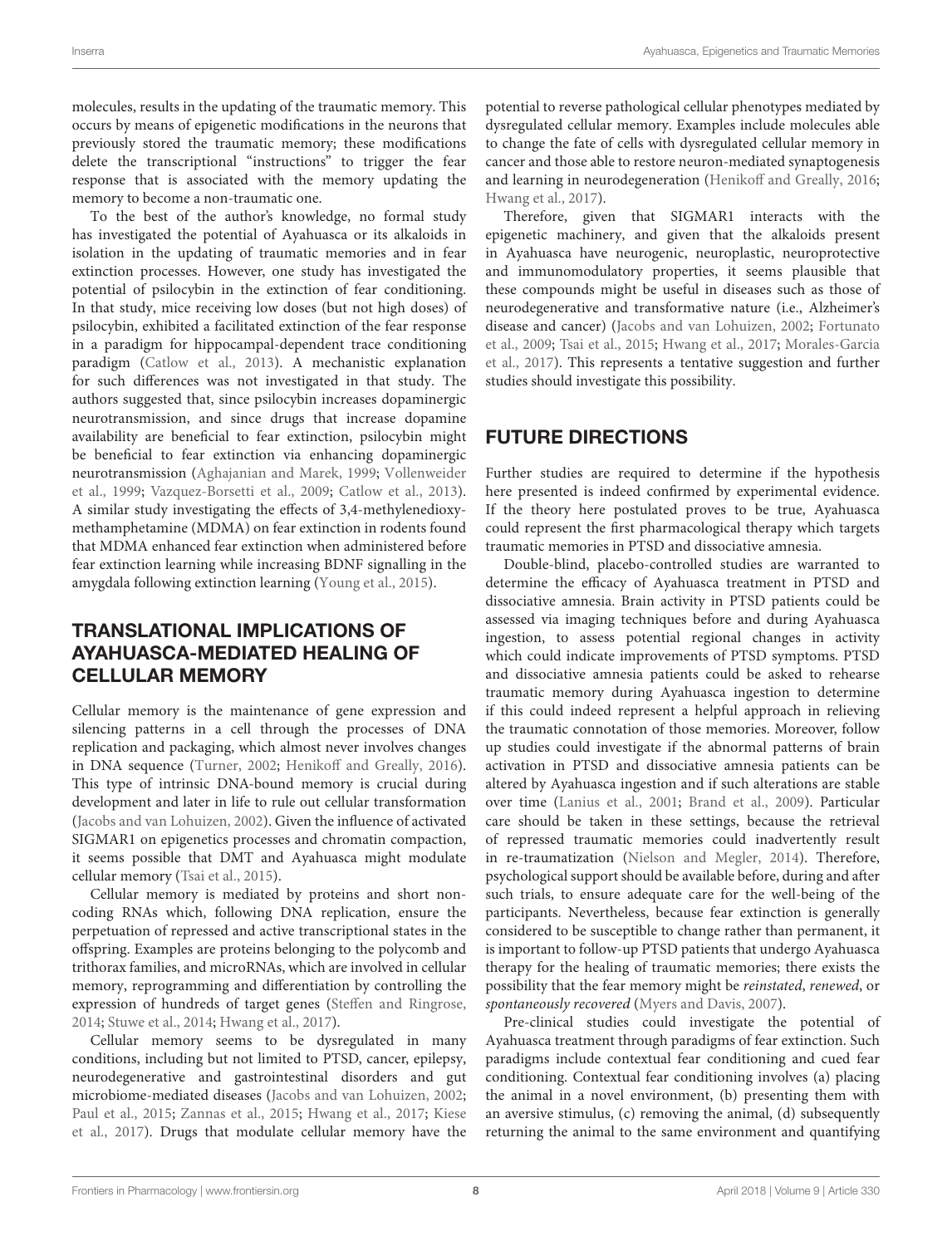molecules, results in the updating of the traumatic memory. This occurs by means of epigenetic modifications in the neurons that previously stored the traumatic memory; these modifications delete the transcriptional "instructions" to trigger the fear response that is associated with the memory updating the memory to become a non-traumatic one.

To the best of the author's knowledge, no formal study has investigated the potential of Ayahuasca or its alkaloids in isolation in the updating of traumatic memories and in fear extinction processes. However, one study has investigated the potential of psilocybin in the extinction of fear conditioning. In that study, mice receiving low doses (but not high doses) of psilocybin, exhibited a facilitated extinction of the fear response in a paradigm for hippocampal-dependent trace conditioning paradigm (Catlow et al., 2013). A mechanistic explanation for such differences was not investigated in that study. The authors suggested that, since psilocybin increases dopaminergic neurotransmission, and since drugs that increase dopamine availability are beneficial to fear extinction, psilocybin might be beneficial to fear extinction via enhancing dopaminergic neurotransmission (Aghajanian and Marek, 1999; Vollenweider et al., 1999; Vazquez-Borsetti et al., 2009; Catlow et al., 2013). A similar study investigating the effects of 3,4-methylenedioxy-methamphetamine (MDMA) on fear extinction in rodents found that MDMA enhanced fear extinction when administered before fear extinction learning while increasing BDNF signalling in the amygdala following extinction learning (Young et al., 2015).

## TRANSLATIONAL IMPLICATIONS OF AYAHUASCA-MEDIATED HEALING OF CELLULAR MEMORY

Cellular memory is the maintenance of gene expression and silencing patterns in a cell through the processes of DNA replication and packaging, which almost never involves changes in DNA sequence (Turner, 2002; Henikoff and Greally, 2016). This type of intrinsic DNA-bound memory is crucial during development and later in life to rule out cellular transformation (Jacobs and van Lohuizen, 2002). Given the influence of activated SIGMAR1 on epigenetics processes and chromatin compaction, it seems possible that DMT and Ayahuasca might modulate cellular memory (Tsai et al., 2015).

Cellular memory is mediated by proteins and short non-coding RNAs which, following DNA replication, ensure the perpetuation of repressed and active transcriptional states in the offspring. Examples are proteins belonging to the polycomb and trithorax families, and microRNAs, which are involved in cellular memory, reprogramming and differentiation by controlling the expression of hundreds of target genes (Steffen and Ringrose, 2014; Stuwe et al., 2014; Hwang et al., 2017).

Cellular memory seems to be dysregulated in many conditions, including but not limited to PTSD, cancer, epilepsy, neurodegenerative and gastrointestinal disorders and gut microbiome-mediated diseases (Jacobs and van Lohuizen, 2002; Paul et al., 2015; Zannas et al., 2015; Hwang et al., 2017; Kiese et al., 2017). Drugs that modulate cellular memory have the potential to reverse pathological cellular phenotypes mediated by dysregulated cellular memory. Examples include molecules able to change the fate of cells with dysregulated cellular memory in cancer and those able to restore neuron-mediated synaptogenesis and learning in neurodegeneration (Henikoff and Greally, 2016; Hwang et al., 2017).

Therefore, given that SIGMAR1 interacts with the epigenetic machinery, and given that the alkaloids present in Ayahuasca have neurogenic, neuroplastic, neuroprotective and immunomodulatory properties, it seems plausible that these compounds might be useful in diseases such as those of neurodegenerative and transformative nature (i.e., Alzheimer's disease and cancer) (Jacobs and van Lohuizen, 2002; Fortunato et al., 2009; Tsai et al., 2015; Hwang et al., 2017; Morales-Garcia et al., 2017). This represents a tentative suggestion and further studies should investigate this possibility.

## FUTURE DIRECTIONS

Further studies are required to determine if the hypothesis here presented is indeed confirmed by experimental evidence. If the theory here postulated proves to be true, Ayahuasca could represent the first pharmacological therapy which targets traumatic memories in PTSD and dissociative amnesia.

Double-blind, placebo-controlled studies are warranted to determine the efficacy of Ayahuasca treatment in PTSD and dissociative amnesia. Brain activity in PTSD patients could be assessed via imaging techniques before and during Ayahuasca ingestion, to assess potential regional changes in activity which could indicate improvements of PTSD symptoms. PTSD and dissociative amnesia patients could be asked to rehearse traumatic memory during Ayahuasca ingestion to determine if this could indeed represent a helpful approach in relieving the traumatic connotation of those memories. Moreover, follow up studies could investigate if the abnormal patterns of brain activation in PTSD and dissociative amnesia patients can be altered by Ayahuasca ingestion and if such alterations are stable over time (Lanius et al., 2001; Brand et al., 2009). Particular care should be taken in these settings, because the retrieval of repressed traumatic memories could inadvertently result in re-traumatization (Nielson and Megler, 2014). Therefore, psychological support should be available before, during and after such trials, to ensure adequate care for the well-being of the participants. Nevertheless, because fear extinction is generally considered to be susceptible to change rather than permanent, it is important to follow-up PTSD patients that undergo Ayahuasca therapy for the healing of traumatic memories; there exists the possibility that the fear memory might be *reinstated*, *renewed*, or *spontaneously recovered* (Myers and Davis, 2007).

Pre-clinical studies could investigate the potential of Ayahuasca treatment through paradigms of fear extinction. Such paradigms include contextual fear conditioning and cued fear conditioning. Contextual fear conditioning involves (a) placing the animal in a novel environment, (b) presenting them with an aversive stimulus, (c) removing the animal, (d) subsequently returning the animal to the same environment and quantifying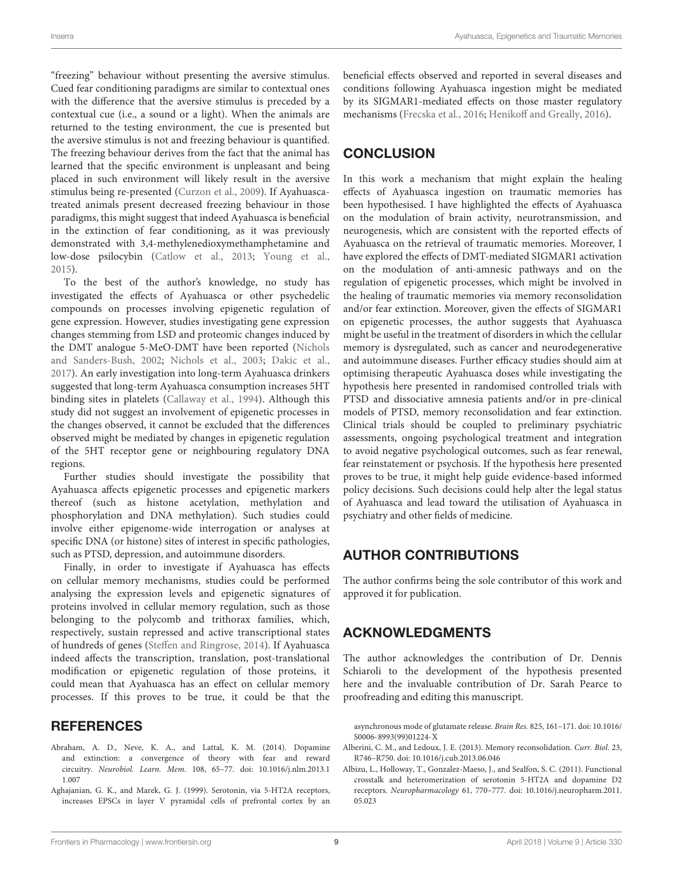"freezing" behaviour without presenting the aversive stimulus. Cued fear conditioning paradigms are similar to contextual ones with the difference that the aversive stimulus is preceded by a contextual cue (i.e., a sound or a light). When the animals are returned to the testing environment, the cue is presented but the aversive stimulus is not and freezing behaviour is quantified. The freezing behaviour derives from the fact that the animal has learned that the specific environment is unpleasant and being placed in such environment will likely result in the aversive stimulus being re-presented (Curzon et al., 2009). If Ayahuasca-treated animals present decreased freezing behaviour in those paradigms, this might suggest that indeed Ayahuasca is beneficial in the extinction of fear conditioning, as it was previously demonstrated with 3,4-methylenedioxymethamphetamine and low-dose psilocybin (Catlow et al., 2013; Young et al., 2015).

To the best of the author's knowledge, no study has investigated the effects of Ayahuasca or other psychedelic compounds on processes involving epigenetic regulation of gene expression. However, studies investigating gene expression changes stemming from LSD and proteomic changes induced by the DMT analogue 5-MeO-DMT have been reported (Nichols and Sanders-Bush, 2002; Nichols et al., 2003; Dakic et al., 2017). An early investigation into long-term Ayahuasca drinkers suggested that long-term Ayahuasca consumption increases 5HT binding sites in platelets (Callaway et al., 1994). Although this study did not suggest an involvement of epigenetic processes in the changes observed, it cannot be excluded that the differences observed might be mediated by changes in epigenetic regulation of the 5HT receptor gene or neighbouring regulatory DNA regions.

Further studies should investigate the possibility that Ayahuasca affects epigenetic processes and epigenetic markers thereof (such as histone acetylation, methylation and phosphorylation and DNA methylation). Such studies could involve either epigenome-wide interrogation or analyses at specific DNA (or histone) sites of interest in specific pathologies, such as PTSD, depression, and autoimmune disorders.

Finally, in order to investigate if Ayahuasca has effects on cellular memory mechanisms, studies could be performed analysing the expression levels and epigenetic signatures of proteins involved in cellular memory regulation, such as those belonging to the polycomb and trithorax families, which, respectively, sustain repressed and active transcriptional states of hundreds of genes (Steffen and Ringrose, 2014). If Ayahuasca indeed affects the transcription, translation, post-translational modification or epigenetic regulation of those proteins, it could mean that Ayahuasca has an effect on cellular memory processes. If this proves to be true, it could be that the beneficial effects observed and reported in several diseases and conditions following Ayahuasca ingestion might be mediated by its SIGMAR1-mediated effects on those master regulatory mechanisms (Frecska et al., 2016; Henikoff and Greally, 2016).

## CONCLUSION

In this work a mechanism that might explain the healing effects of Ayahuasca ingestion on traumatic memories has been hypothesised. I have highlighted the effects of Ayahuasca on the modulation of brain activity, neurotransmission, and neurogenesis, which are consistent with the reported effects of Ayahuasca on the retrieval of traumatic memories. Moreover, I have explored the effects of DMT-mediated SIGMAR1 activation on the modulation of anti-amnesic pathways and on the regulation of epigenetic processes, which might be involved in the healing of traumatic memories via memory reconsolidation and/or fear extinction. Moreover, given the effects of SIGMAR1 on epigenetic processes, the author suggests that Ayahuasca might be useful in the treatment of disorders in which the cellular memory is dysregulated, such as cancer and neurodegenerative and autoimmune diseases. Further efficacy studies should aim at optimising therapeutic Ayahuasca doses while investigating the hypothesis here presented in randomised controlled trials with PTSD and dissociative amnesia patients and/or in pre-clinical models of PTSD, memory reconsolidation and fear extinction. Clinical trials should be coupled to preliminary psychiatric assessments, ongoing psychological treatment and integration to avoid negative psychological outcomes, such as fear renewal, fear reinstatement or psychosis. If the hypothesis here presented proves to be true, it might help guide evidence-based informed policy decisions. Such decisions could help alter the legal status of Ayahuasca and lead toward the utilisation of Ayahuasca in psychiatry and other fields of medicine.

## AUTHOR CONTRIBUTIONS

The author confirms being the sole contributor of this work and approved it for publication.

## ACKNOWLEDGMENTS

The author acknowledges the contribution of Dr. Dennis Schiaroli to the development of the hypothesis presented here and the invaluable contribution of Dr. Sarah Pearce to proofreading and editing this manuscript.

## REFERENCES

Abraham, A. D., Neve, K. A., and Lattal, K. M. (2014). Dopamine and extinction: a convergence of theory with fear and reward circuitry. *Neurobiol. Learn. Mem.* 108, 65–77. doi: 10.1016/j.nlm.2013.11.007

Aghajanian, G. K., and Marek, G. J. (1999). Serotonin, via 5-HT2A receptors, increases EPSCs in layer V pyramidal cells of prefrontal cortex by an asynchronous mode of glutamate release. *Brain Res.* 825, 161–171. doi: 10.1016/S0006-8993(99)01224-X

Alberini, C. M., and Ledoux, J. E. (2013). Memory reconsolidation. *Curr. Biol.* 23, R746–R750. doi: 10.1016/j.cub.2013.06.046

Albizu, L., Holloway, T., Gonzalez-Maeso, J., and Sealfon, S. C. (2011). Functional crosstalk and heteromerization of serotonin 5-HT2A and dopamine D2 receptors. *Neuropharmacology* 61, 770–777. doi: 10.1016/j.neuropharm.2011.05.023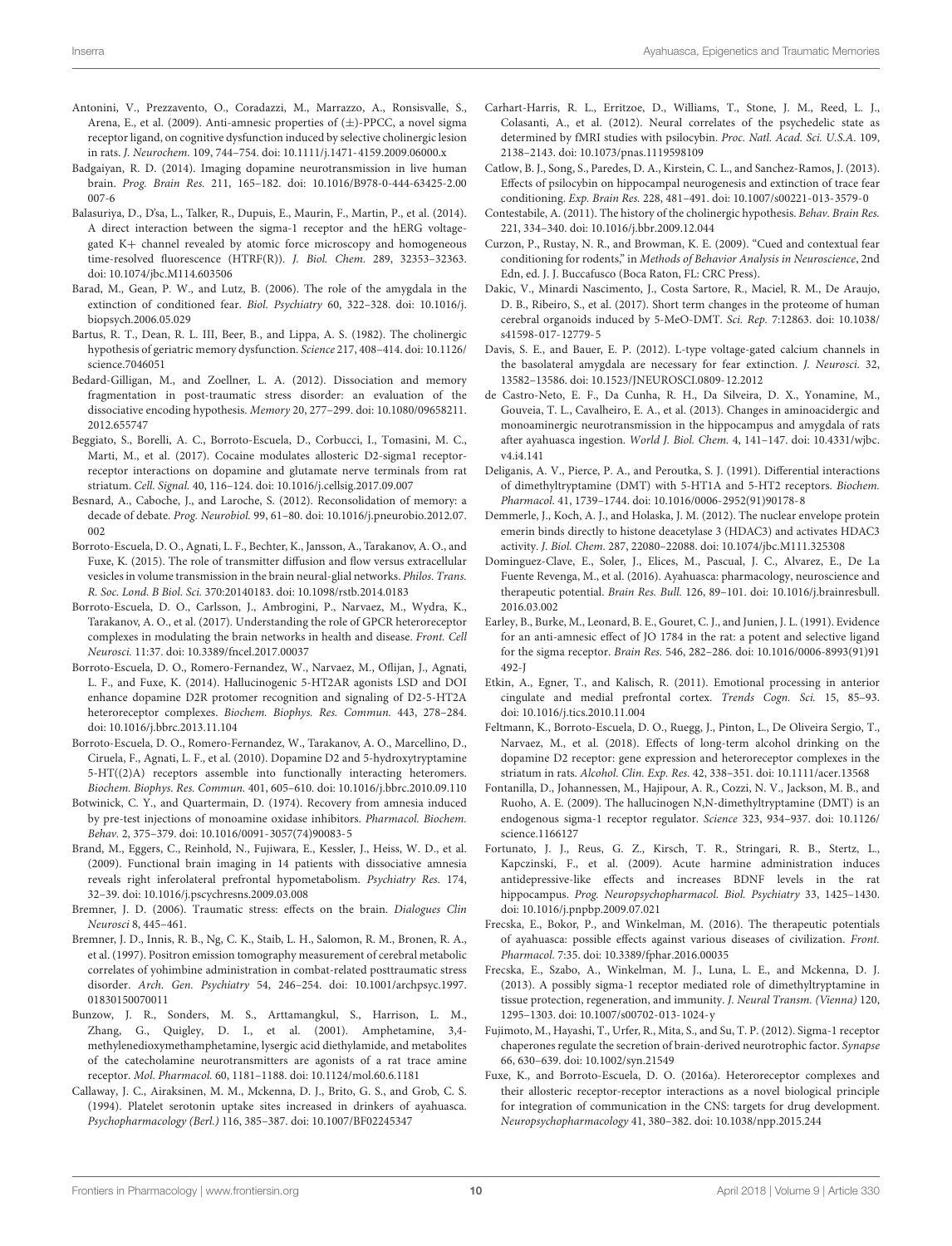Antonini, V., Prezzavento, O., Coradazzi, M., Marrazzo, A., Ronsisvalle, S., Arena, E., et al. (2009). Anti-amnesic properties of (±)-PPCC, a novel sigma receptor ligand, on cognitive dysfunction induced by selective cholinergic lesion in rats. *J. Neurochem.* 109, 744–754. doi: 10.1111/j.1471-4159.2009.06000.x

Badgaiyan, R. D. (2014). Imaging dopamine neurotransmission in live human brain. *Prog. Brain Res.* 211, 165–182. doi: 10.1016/B978-0-444-63425-2.00007-6

Balasuriya, D., D'sa, L., Talker, R., Dupuis, E., Maurin, F., Martin, P., et al. (2014). A direct interaction between the sigma-1 receptor and the hERG voltage-gated K+ channel revealed by atomic force microscopy and homogeneous time-resolved fluorescence (HTRF(R)). *J. Biol. Chem.* 289, 32353–32363. doi: 10.1074/jbc.M114.603506

Barad, M., Gean, P. W., and Lutz, B. (2006). The role of the amygdala in the extinction of conditioned fear. *Biol. Psychiatry* 60, 322–328. doi: 10.1016/j.biopsych.2006.05.029

Bartus, R. T., Dean, R. L. III, Beer, B., and Lippa, A. S. (1982). The cholinergic hypothesis of geriatric memory dysfunction. *Science* 217, 408–414. doi: 10.1126/science.7046051

Bedard-Gilligan, M., and Zoellner, L. A. (2012). Dissociation and memory fragmentation in post-traumatic stress disorder: an evaluation of the dissociative encoding hypothesis. *Memory* 20, 277–299. doi: 10.1080/09658211.2012.655747

Beggiato, S., Borelli, A. C., Borroto-Escuela, D., Corbucci, I., Tomasini, M. C., Marti, M., et al. (2017). Cocaine modulates allosteric D2-sigma1 receptor-receptor interactions on dopamine and glutamate nerve terminals from rat striatum. *Cell. Signal.* 40, 116–124. doi: 10.1016/j.cellsig.2017.09.007

Besnard, A., Caboche, J., and Laroche, S. (2012). Reconsolidation of memory: a decade of debate. *Prog. Neurobiol.* 99, 61–80. doi: 10.1016/j.pneurobio.2012.07.002

Borroto-Escuela, D. O., Agnati, L. F., Bechter, K., Jansson, A., Tarakanov, A. O., and Fuxe, K. (2015). The role of transmitter diffusion and flow versus extracellular vesicles in volume transmission in the brain neural-glial networks. *Philos. Trans. R. Soc. Lond. B Biol. Sci.* 370:20140183. doi: 10.1098/rstb.2014.0183

Borroto-Escuela, D. O., Carlsson, J., Ambrogini, P., Narvaez, M., Wydra, K., Tarakanov, A. O., et al. (2017). Understanding the role of GPCR heteroreceptor complexes in modulating the brain networks in health and disease. *Front. Cell Neurosci.* 11:37. doi: 10.3389/fncel.2017.00037

Borroto-Escuela, D. O., Romero-Fernandez, W., Narvaez, M., Oflijan, J., Agnati, L. F., and Fuxe, K. (2014). Hallucinogenic 5-HT2AR agonists LSD and DOI enhance dopamine D2R protomer recognition and signaling of D2-5-HT2A heteroreceptor complexes. *Biochem. Biophys. Res. Commun.* 443, 278–284. doi: 10.1016/j.bbrc.2013.11.104

Borroto-Escuela, D. O., Romero-Fernandez, W., Tarakanov, A. O., Marcellino, D., Ciruela, F., Agnati, L. F., et al. (2010). Dopamine D2 and 5-hydroxytryptamine 5-HT((2)A) receptors assemble into functionally interacting heteromers. *Biochem. Biophys. Res. Commun.* 401, 605–610. doi: 10.1016/j.bbrc.2010.09.110

Botwinick, C. Y., and Quartermain, D. (1974). Recovery from amnesia induced by pre-test injections of monoamine oxidase inhibitors. *Pharmacol. Biochem. Behav.* 2, 375–379. doi: 10.1016/0091-3057(74)90083-5

Brand, M., Eggers, C., Reinhold, N., Fujiwara, E., Kessler, J., Heiss, W. D., et al. (2009). Functional brain imaging in 14 patients with dissociative amnesia reveals right inferolateral prefrontal hypometabolism. *Psychiatry Res.* 174, 32–39. doi: 10.1016/j.pscychresns.2009.03.008

Bremner, J. D. (2006). Traumatic stress: effects on the brain. *Dialogues Clin Neurosci* 8, 445–461.

Bremner, J. D., Innis, R. B., Ng, C. K., Staib, L. H., Salomon, R. M., Bronen, R. A., et al. (1997). Positron emission tomography measurement of cerebral metabolic correlates of yohimbine administration in combat-related posttraumatic stress disorder. *Arch. Gen. Psychiatry* 54, 246–254. doi: 10.1001/archpsyc.1997.01830150070011

Bunzow, J. R., Sonders, M. S., Arttamangkul, S., Harrison, L. M., Zhang, G., Quigley, D. I., et al. (2001). Amphetamine, 3,4-methylenedioxymethamphetamine, lysergic acid diethylamide, and metabolites of the catecholamine neurotransmitters are agonists of a rat trace amine receptor. *Mol. Pharmacol.* 60, 1181–1188. doi: 10.1124/mol.60.6.1181

Callaway, J. C., Airaksinen, M. M., Mckenna, D. J., Brito, G. S., and Grob, C. S. (1994). Platelet serotonin uptake sites increased in drinkers of ayahuasca. *Psychopharmacology (Berl.)* 116, 385–387. doi: 10.1007/BF02245347

Carhart-Harris, R. L., Erritzoe, D., Williams, T., Stone, J. M., Reed, L. J., Colasanti, A., et al. (2012). Neural correlates of the psychedelic state as determined by fMRI studies with psilocybin. *Proc. Natl. Acad. Sci. U.S.A.* 109, 2138–2143. doi: 10.1073/pnas.1119598109

Catlow, B. J., Song, S., Paredes, D. A., Kirstein, C. L., and Sanchez-Ramos, J. (2013). Effects of psilocybin on hippocampal neurogenesis and extinction of trace fear conditioning. *Exp. Brain Res.* 228, 481–491. doi: 10.1007/s00221-013-3579-0

Contestabile, A. (2011). The history of the cholinergic hypothesis. *Behav. Brain Res.* 221, 334–340. doi: 10.1016/j.bbr.2009.12.044

Curzon, P., Rustay, N. R., and Browman, K. E. (2009). "Cued and contextual fear conditioning for rodents," in *Methods of Behavior Analysis in Neuroscience*, 2nd Edn, ed. J. J. Buccafusco (Boca Raton, FL: CRC Press).

Dakic, V., Minardi Nascimento, J., Costa Sartore, R., Maciel, R. M., De Araujo, D. B., Ribeiro, S., et al. (2017). Short term changes in the proteome of human cerebral organoids induced by 5-MeO-DMT. *Sci. Rep.* 7:12863. doi: 10.1038/s41598-017-12779-5

Davis, S. E., and Bauer, E. P. (2012). L-type voltage-gated calcium channels in the basolateral amygdala are necessary for fear extinction. *J. Neurosci.* 32, 13582–13586. doi: 10.1523/JNEUROSCI.0809-12.2012

de Castro-Neto, E. F., Da Cunha, R. H., Da Silveira, D. X., Yonamine, M., Gouveia, T. L., Cavalheiro, E. A., et al. (2013). Changes in aminoacidergic and monoaminergic neurotransmission in the hippocampus and amygdala of rats after ayahuasca ingestion. *World J. Biol. Chem.* 4, 141–147. doi: 10.4331/wjbc.v4.i4.141

Deliganis, A. V., Pierce, P. A., and Peroutka, S. J. (1991). Differential interactions of dimethyltryptamine (DMT) with 5-HT1A and 5-HT2 receptors. *Biochem. Pharmacol.* 41, 1739–1744. doi: 10.1016/0006-2952(91)90178-8

Demmerle, J., Koch, A. J., and Holaska, J. M. (2012). The nuclear envelope protein emerin binds directly to histone deacetylase 3 (HDAC3) and activates HDAC3 activity. *J. Biol. Chem.* 287, 22080–22088. doi: 10.1074/jbc.M111.325308

Dominguez-Clave, E., Soler, J., Elices, M., Pascual, J. C., Alvarez, E., De La Fuente Revenga, M., et al. (2016). Ayahuasca: pharmacology, neuroscience and therapeutic potential. *Brain Res. Bull.* 126, 89–101. doi: 10.1016/j.brainresbull.2016.03.002

Earley, B., Burke, M., Leonard, B. E., Gouret, C. J., and Junien, J. L. (1991). Evidence for an anti-amnesic effect of JO 1784 in the rat: a potent and selective ligand for the sigma receptor. *Brain Res.* 546, 282–286. doi: 10.1016/0006-8993(91)91492-J

Etkin, A., Egner, T., and Kalisch, R. (2011). Emotional processing in anterior cingulate and medial prefrontal cortex. *Trends Cogn. Sci.* 15, 85–93. doi: 10.1016/j.tics.2010.11.004

Feltmann, K., Borroto-Escuela, D. O., Ruegg, J., Pinton, L., De Oliveira Sergio, T., Narvaez, M., et al. (2018). Effects of long-term alcohol drinking on the dopamine D2 receptor: gene expression and heteroreceptor complexes in the striatum in rats. *Alcohol. Clin. Exp. Res.* 42, 338–351. doi: 10.1111/acer.13568

Fontanilla, D., Johannessen, M., Hajipour, A. R., Cozzi, N. V., Jackson, M. B., and Ruoho, A. E. (2009). The hallucinogen N,N-dimethyltryptamine (DMT) is an endogenous sigma-1 receptor regulator. *Science* 323, 934–937. doi: 10.1126/science.1166127

Fortunato, J. J., Reus, G. Z., Kirsch, T. R., Stringari, R. B., Stertz, L., Kapczinski, F., et al. (2009). Acute harmine administration induces antidepressive-like effects and increases BDNF levels in the rat hippocampus. *Prog. Neuropsychopharmacol. Biol. Psychiatry* 33, 1425–1430. doi: 10.1016/j.pnpbp.2009.07.021

Frecska, E., Bokor, P., and Winkelman, M. (2016). The therapeutic potentials of ayahuasca: possible effects against various diseases of civilization. *Front. Pharmacol.* 7:35. doi: 10.3389/fphar.2016.00035

Frecska, E., Szabo, A., Winkelman, M. J., Luna, L. E., and Mckenna, D. J. (2013). A possibly sigma-1 receptor mediated role of dimethyltryptamine in tissue protection, regeneration, and immunity. *J. Neural Transm. (Vienna)* 120, 1295–1303. doi: 10.1007/s00702-013-1024-y

Fujimoto, M., Hayashi, T., Urfer, R., Mita, S., and Su, T. P. (2012). Sigma-1 receptor chaperones regulate the secretion of brain-derived neurotrophic factor. *Synapse* 66, 630–639. doi: 10.1002/syn.21549

Fuxe, K., and Borroto-Escuela, D. O. (2016a). Heteroreceptor complexes and their allosteric receptor-receptor interactions as a novel biological principle for integration of communication in the CNS: targets for drug development. *Neuropsychopharmacology* 41, 380–382. doi: 10.1038/npp.2015.244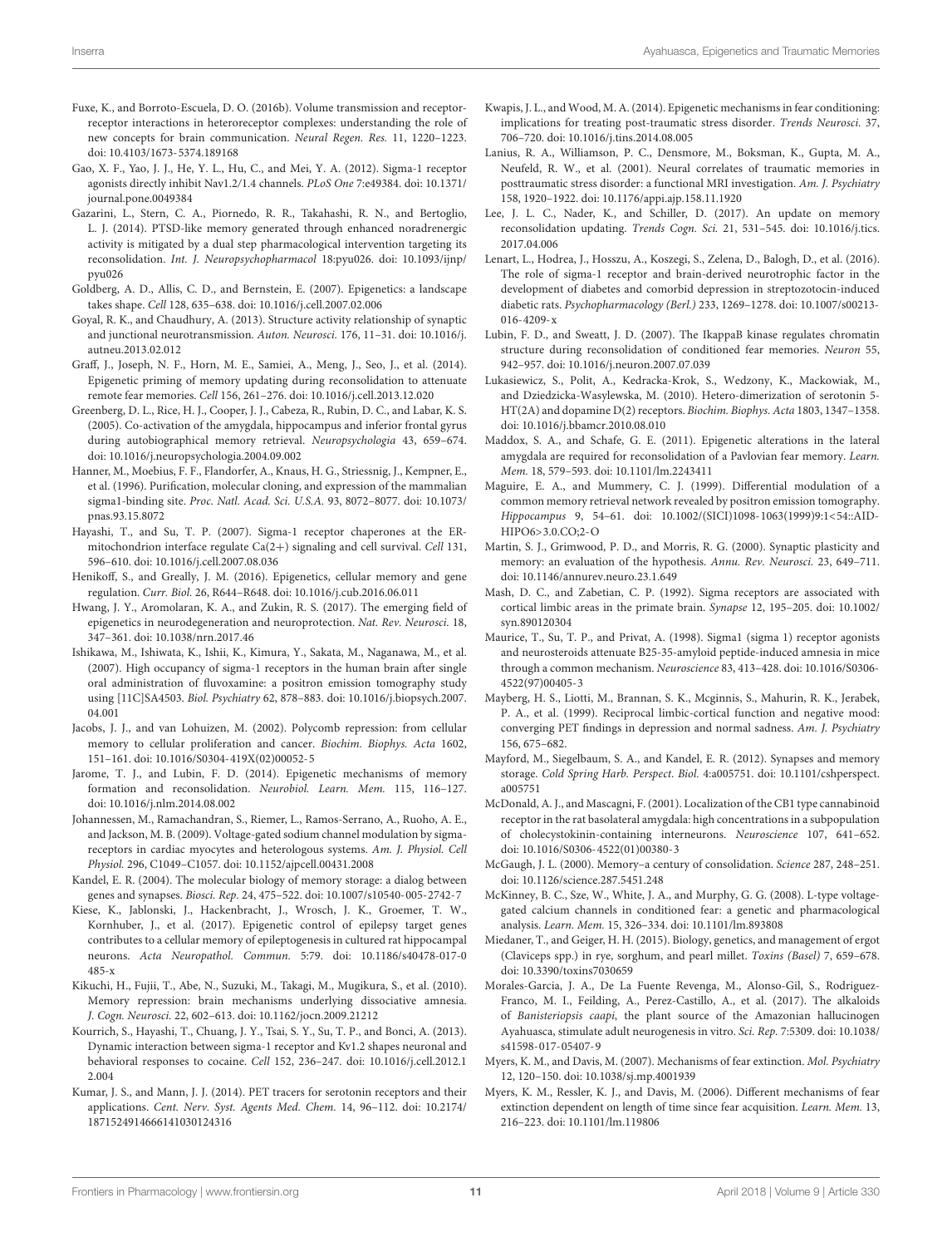Fuxe, K., and Borroto-Escuela, D. O. (2016b). Volume transmission and receptor-receptor interactions in heteroreceptor complexes: understanding the role of new concepts for brain communication. *Neural Regen. Res.* 11, 1220–1223. doi: 10.4103/1673-5374.189168

Gao, X. F., Yao, J. J., He, Y. L., Hu, C., and Mei, Y. A. (2012). Sigma-1 receptor agonists directly inhibit Nav1.2/1.4 channels. *PLoS One* 7:e49384. doi: 10.1371/journal.pone.0049384

Gazarini, L., Stern, C. A., Piornedo, R. R., Takahashi, R. N., and Bertoglio, L. J. (2014). PTSD-like memory generated through enhanced noradrenergic activity is mitigated by a dual step pharmacological intervention targeting its reconsolidation. *Int. J. Neuropsychopharmacol* 18:pyu026. doi: 10.1093/ijnp/pyu026

Goldberg, A. D., Allis, C. D., and Bernstein, E. (2007). Epigenetics: a landscape takes shape. *Cell* 128, 635–638. doi: 10.1016/j.cell.2007.02.006

Goyal, R. K., and Chaudhury, A. (2013). Structure activity relationship of synaptic and junctional neurotransmission. *Auton. Neurosci.* 176, 11–31. doi: 10.1016/j.autneu.2013.02.012

Graff, J., Joseph, N. F., Horn, M. E., Samiei, A., Meng, J., Seo, J., et al. (2014). Epigenetic priming of memory updating during reconsolidation to attenuate remote fear memories. *Cell* 156, 261–276. doi: 10.1016/j.cell.2013.12.020

Greenberg, D. L., Rice, H. J., Cooper, J. J., Cabeza, R., Rubin, D. C., and Labar, K. S. (2005). Co-activation of the amygdala, hippocampus and inferior frontal gyrus during autobiographical memory retrieval. *Neuropsychologia* 43, 659–674. doi: 10.1016/j.neuropsychologia.2004.09.002

Hanner, M., Moebius, F. F., Flandorfer, A., Knaus, H. G., Striessnig, J., Kempner, E., et al. (1996). Purification, molecular cloning, and expression of the mammalian sigma1-binding site. *Proc. Natl. Acad. Sci. U.S.A.* 93, 8072–8077. doi: 10.1073/pnas.93.15.8072

Hayashi, T., and Su, T. P. (2007). Sigma-1 receptor chaperones at the ER-mitochondrion interface regulate Ca(2+) signaling and cell survival. *Cell* 131, 596–610. doi: 10.1016/j.cell.2007.08.036

Henikoff, S., and Greally, J. M. (2016). Epigenetics, cellular memory and gene regulation. *Curr. Biol.* 26, R644–R648. doi: 10.1016/j.cub.2016.06.011

Hwang, J. Y., Aromolaran, K. A., and Zukin, R. S. (2017). The emerging field of epigenetics in neurodegeneration and neuroprotection. *Nat. Rev. Neurosci.* 18, 347–361. doi: 10.1038/nrn.2017.46

Ishikawa, M., Ishiwata, K., Ishii, K., Kimura, Y., Sakata, M., Naganawa, M., et al. (2007). High occupancy of sigma-1 receptors in the human brain after single oral administration of fluvoxamine: a positron emission tomography study using [11C]SA4503. *Biol. Psychiatry* 62, 878–883. doi: 10.1016/j.biopsych.2007.04.001

Jacobs, J. J., and van Lohuizen, M. (2002). Polycomb repression: from cellular memory to cellular proliferation and cancer. *Biochim. Biophys. Acta* 1602, 151–161. doi: 10.1016/S0304-419X(02)00052-5

Jarome, T. J., and Lubin, F. D. (2014). Epigenetic mechanisms of memory formation and reconsolidation. *Neurobiol. Learn. Mem.* 115, 116–127. doi: 10.1016/j.nlm.2014.08.002

Johannessen, M., Ramachandran, S., Riemer, L., Ramos-Serrano, A., Ruoho, A. E., and Jackson, M. B. (2009). Voltage-gated sodium channel modulation by sigma-receptors in cardiac myocytes and heterologous systems. *Am. J. Physiol. Cell Physiol.* 296, C1049–C1057. doi: 10.1152/ajpcell.00431.2008

Kandel, E. R. (2004). The molecular biology of memory storage: a dialog between genes and synapses. *Biosci. Rep.* 24, 475–522. doi: 10.1007/s10540-005-2742-7

Kiese, K., Jablonski, J., Hackenbracht, J., Wrosch, J. K., Groemer, T. W., Kornhuber, J., et al. (2017). Epigenetic control of epilepsy target genes contributes to a cellular memory of epileptogenesis in cultured rat hippocampal neurons. *Acta Neuropathol. Commun.* 5:79. doi: 10.1186/s40478-017-0485-x

Kikuchi, H., Fujii, T., Abe, N., Suzuki, M., Takagi, M., Mugikura, S., et al. (2010). Memory repression: brain mechanisms underlying dissociative amnesia. *J. Cogn. Neurosci.* 22, 602–613. doi: 10.1162/jocn.2009.21212

Kourrich, S., Hayashi, T., Chuang, J. Y., Tsai, S. Y., Su, T. P., and Bonci, A. (2013). Dynamic interaction between sigma-1 receptor and Kv1.2 shapes neuronal and behavioral responses to cocaine. *Cell* 152, 236–247. doi: 10.1016/j.cell.2012.12.004

Kumar, J. S., and Mann, J. J. (2014). PET tracers for serotonin receptors and their applications. *Cent. Nerv. Syst. Agents Med. Chem.* 14, 96–112. doi: 10.2174/1871524914666141030124316

Kwapis, J. L., and Wood, M. A. (2014). Epigenetic mechanisms in fear conditioning: implications for treating post-traumatic stress disorder. *Trends Neurosci.* 37, 706–720. doi: 10.1016/j.tins.2014.08.005

Lanius, R. A., Williamson, P. C., Densmore, M., Boksman, K., Gupta, M. A., Neufeld, R. W., et al. (2001). Neural correlates of traumatic memories in posttraumatic stress disorder: a functional MRI investigation. *Am. J. Psychiatry* 158, 1920–1922. doi: 10.1176/appi.ajp.158.11.1920

Lee, J. L. C., Nader, K., and Schiller, D. (2017). An update on memory reconsolidation updating. *Trends Cogn. Sci.* 21, 531–545. doi: 10.1016/j.tics.2017.04.006

Lenart, L., Hodrea, J., Hosszu, A., Koszegi, S., Zelena, D., Balogh, D., et al. (2016). The role of sigma-1 receptor and brain-derived neurotrophic factor in the development of diabetes and comorbid depression in streptozotocin-induced diabetic rats. *Psychopharmacology (Berl.)* 233, 1269–1278. doi: 10.1007/s00213-016-4209-x

Lubin, F. D., and Sweatt, J. D. (2007). The IkappaB kinase regulates chromatin structure during reconsolidation of conditioned fear memories. *Neuron* 55, 942–957. doi: 10.1016/j.neuron.2007.07.039

Lukasiewicz, S., Polit, A., Kedracka-Krok, S., Wedzony, K., Mackowiak, M., and Dziedzicka-Wasylewska, M. (2010). Hetero-dimerization of serotonin 5-HT(2A) and dopamine D(2) receptors. *Biochim. Biophys. Acta* 1803, 1347–1358. doi: 10.1016/j.bbamcr.2010.08.010

Maddox, S. A., and Schafe, G. E. (2011). Epigenetic alterations in the lateral amygdala are required for reconsolidation of a Pavlovian fear memory. *Learn. Mem.* 18, 579–593. doi: 10.1101/lm.2243411

Maguire, E. A., and Mummery, C. J. (1999). Differential modulation of a common memory retrieval network revealed by positron emission tomography. *Hippocampus* 9, 54–61. doi: 10.1002/(SICI)1098-1063(1999)9:1<54::AID-HIPO6>3.0.CO;2-O

Martin, S. J., Grimwood, P. D., and Morris, R. G. (2000). Synaptic plasticity and memory: an evaluation of the hypothesis. *Annu. Rev. Neurosci.* 23, 649–711. doi: 10.1146/annurev.neuro.23.1.649

Mash, D. C., and Zabetian, C. P. (1992). Sigma receptors are associated with cortical limbic areas in the primate brain. *Synapse* 12, 195–205. doi: 10.1002/syn.890120304

Maurice, T., Su, T. P., and Privat, A. (1998). Sigma1 (sigma 1) receptor agonists and neurosteroids attenuate B25-35-amyloid peptide-induced amnesia in mice through a common mechanism. *Neuroscience* 83, 413–428. doi: 10.1016/S0306-4522(97)00405-3

Mayberg, H. S., Liotti, M., Brannan, S. K., Mcginnis, S., Mahurin, R. K., Jerabek, P. A., et al. (1999). Reciprocal limbic-cortical function and negative mood: converging PET findings in depression and normal sadness. *Am. J. Psychiatry* 156, 675–682.

Mayford, M., Siegelbaum, S. A., and Kandel, E. R. (2012). Synapses and memory storage. *Cold Spring Harb. Perspect. Biol.* 4:a005751. doi: 10.1101/cshperspect.a005751

McDonald, A. J., and Mascagni, F. (2001). Localization of the CB1 type cannabinoid receptor in the rat basolateral amygdala: high concentrations in a subpopulation of cholecystokinin-containing interneurons. *Neuroscience* 107, 641–652. doi: 10.1016/S0306-4522(01)00380-3

McGaugh, J. L. (2000). Memory–a century of consolidation. *Science* 287, 248–251. doi: 10.1126/science.287.5451.248

McKinney, B. C., Sze, W., White, J. A., and Murphy, G. G. (2008). L-type voltage-gated calcium channels in conditioned fear: a genetic and pharmacological analysis. *Learn. Mem.* 15, 326–334. doi: 10.1101/lm.893808

Miedaner, T., and Geiger, H. H. (2015). Biology, genetics, and management of ergot (Claviceps spp.) in rye, sorghum, and pearl millet. *Toxins (Basel)* 7, 659–678. doi: 10.3390/toxins7030659

Morales-Garcia, J. A., De La Fuente Revenga, M., Alonso-Gil, S., Rodriguez-Franco, M. I., Feilding, A., Perez-Castillo, A., et al. (2017). The alkaloids of *Banisteriopsis caapi*, the plant source of the Amazonian hallucinogen Ayahuasca, stimulate adult neurogenesis in vitro. *Sci. Rep.* 7:5309. doi: 10.1038/s41598-017-05407-9

Myers, K. M., and Davis, M. (2007). Mechanisms of fear extinction. *Mol. Psychiatry* 12, 120–150. doi: 10.1038/sj.mp.4001939

Myers, K. M., Ressler, K. J., and Davis, M. (2006). Different mechanisms of fear extinction dependent on length of time since fear acquisition. *Learn. Mem.* 13, 216–223. doi: 10.1101/lm.119806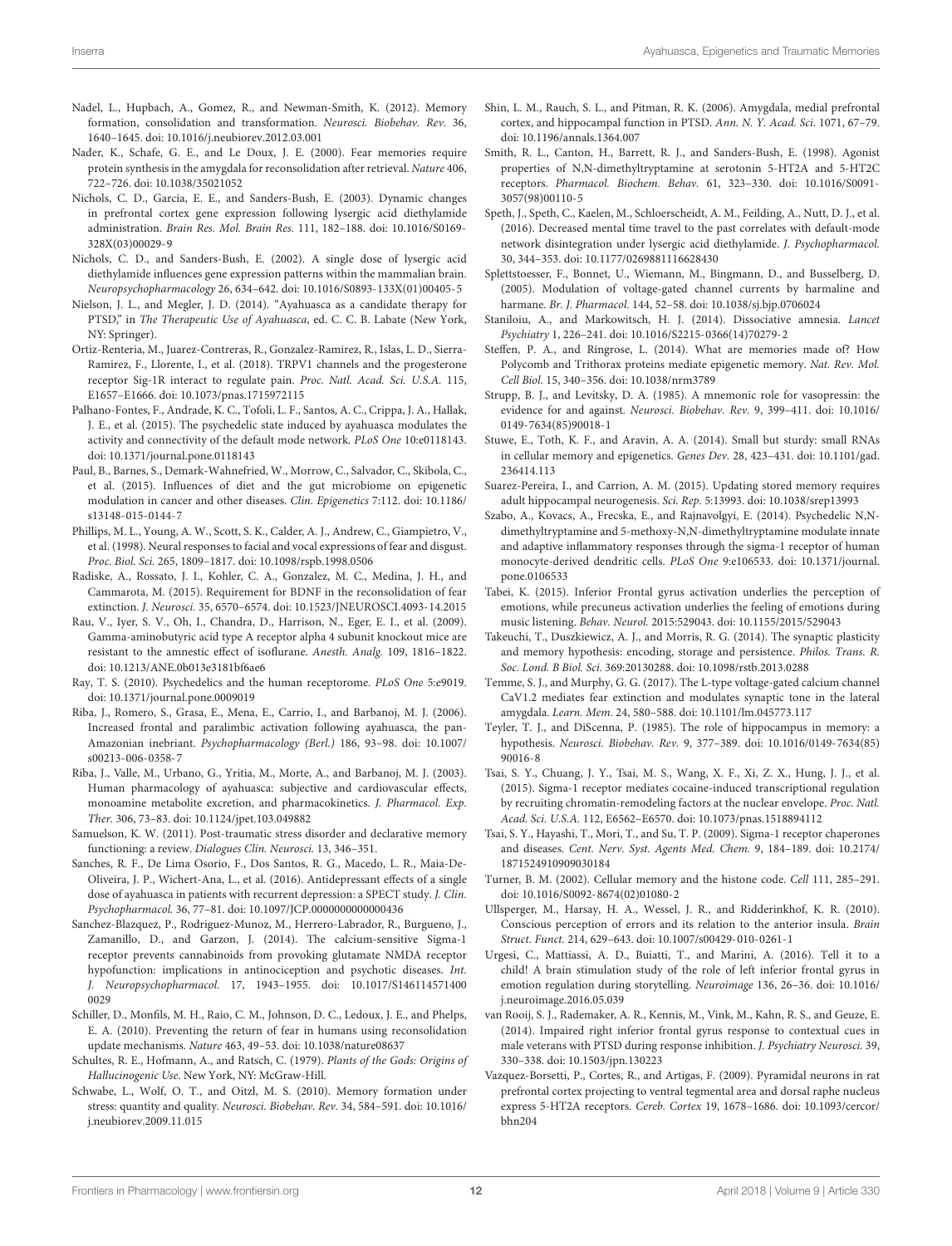Nadel, L., Hupbach, A., Gomez, R., and Newman-Smith, K. (2012). Memory formation, consolidation and transformation. *Neurosci. Biobehav. Rev.* 36, 1640–1645. doi: 10.1016/j.neubiorev.2012.03.001

Nader, K., Schafe, G. E., and Le Doux, J. E. (2000). Fear memories require protein synthesis in the amygdala for reconsolidation after retrieval. *Nature* 406, 722–726. doi: 10.1038/35021052

Nichols, C. D., Garcia, E. E., and Sanders-Bush, E. (2003). Dynamic changes in prefrontal cortex gene expression following lysergic acid diethylamide administration. *Brain Res. Mol. Brain Res.* 111, 182–188. doi: 10.1016/S0169-328X(03)00029-9

Nichols, C. D., and Sanders-Bush, E. (2002). A single dose of lysergic acid diethylamide influences gene expression patterns within the mammalian brain. *Neuropsychopharmacology* 26, 634–642. doi: 10.1016/S0893-133X(01)00405-5

Nielson, J. L., and Megler, J. D. (2014). "Ayahuasca as a candidate therapy for PTSD," in *The Therapeutic Use of Ayahuasca*, ed. C. C. B. Labate (New York, NY: Springer).

Ortiz-Renteria, M., Juarez-Contreras, R., Gonzalez-Ramirez, R., Islas, L. D., Sierra-Ramirez, F., Llorente, I., et al. (2018). TRPV1 channels and the progesterone receptor Sig-1R interact to regulate pain. *Proc. Natl. Acad. Sci. U.S.A.* 115, E1657–E1666. doi: 10.1073/pnas.1715972115

Palhano-Fontes, F., Andrade, K. C., Tofoli, L. F., Santos, A. C., Crippa, J. A., Hallak, J. E., et al. (2015). The psychedelic state induced by ayahuasca modulates the activity and connectivity of the default mode network. *PLoS One* 10:e0118143. doi: 10.1371/journal.pone.0118143

Paul, B., Barnes, S., Demark-Wahnefried, W., Morrow, C., Salvador, C., Skibola, C., et al. (2015). Influences of diet and the gut microbiome on epigenetic modulation in cancer and other diseases. *Clin. Epigenetics* 7:112. doi: 10.1186/s13148-015-0144-7

Phillips, M. L., Young, A. W., Scott, S. K., Calder, A. J., Andrew, C., Giampietro, V., et al. (1998). Neural responses to facial and vocal expressions of fear and disgust. *Proc. Biol. Sci.* 265, 1809–1817. doi: 10.1098/rspb.1998.0506

Radiske, A., Rossato, J. I., Kohler, C. A., Gonzalez, M. C., Medina, J. H., and Cammarota, M. (2015). Requirement for BDNF in the reconsolidation of fear extinction. *J. Neurosci.* 35, 6570–6574. doi: 10.1523/JNEUROSCI.4093-14.2015

Rau, V., Iyer, S. V., Oh, I., Chandra, D., Harrison, N., Eger, E. I., et al. (2009). Gamma-aminobutyric acid type A receptor alpha 4 subunit knockout mice are resistant to the amnestic effect of isoflurane. *Anesth. Analg.* 109, 1816–1822. doi: 10.1213/ANE.0b013e3181bf6ae6

Ray, T. S. (2010). Psychedelics and the human receptorome. *PLoS One* 5:e9019. doi: 10.1371/journal.pone.0009019

Riba, J., Romero, S., Grasa, E., Mena, E., Carrio, I., and Barbanoj, M. J. (2006). Increased frontal and paralimbic activation following ayahuasca, the pan-Amazonian inebriant. *Psychopharmacology (Berl.)* 186, 93–98. doi: 10.1007/s00213-006-0358-7

Riba, J., Valle, M., Urbano, G., Yritia, M., Morte, A., and Barbanoj, M. J. (2003). Human pharmacology of ayahuasca: subjective and cardiovascular effects, monoamine metabolite excretion, and pharmacokinetics. *J. Pharmacol. Exp. Ther.* 306, 73–83. doi: 10.1124/jpet.103.049882

Samuelson, K. W. (2011). Post-traumatic stress disorder and declarative memory functioning: a review. *Dialogues Clin. Neurosci.* 13, 346–351.

Sanches, R. F., De Lima Osorio, F., Dos Santos, R. G., Macedo, L. R., Maia-De-Oliveira, J. P., Wichert-Ana, L., et al. (2016). Antidepressant effects of a single dose of ayahuasca in patients with recurrent depression: a SPECT study. *J. Clin. Psychopharmacol.* 36, 77–81. doi: 10.1097/JCP.0000000000000436

Sanchez-Blazquez, P., Rodriguez-Munoz, M., Herrero-Labrador, R., Burgueno, J., Zamanillo, D., and Garzon, J. (2014). The calcium-sensitive Sigma-1 receptor prevents cannabinoids from provoking glutamate NMDA receptor hypofunction: implications in antinociception and psychotic diseases. *Int. J. Neuropsychopharmacol.* 17, 1943–1955. doi: 10.1017/S1461145714000029

Schiller, D., Monfils, M. H., Raio, C. M., Johnson, D. C., Ledoux, J. E., and Phelps, E. A. (2010). Preventing the return of fear in humans using reconsolidation update mechanisms. *Nature* 463, 49–53. doi: 10.1038/nature08637

Schultes, R. E., Hofmann, A., and Ratsch, C. (1979). *Plants of the Gods: Origins of Hallucinogenic Use*. New York, NY: McGraw-Hill.

Schwabe, L., Wolf, O. T., and Oitzl, M. S. (2010). Memory formation under stress: quantity and quality. *Neurosci. Biobehav. Rev.* 34, 584–591. doi: 10.1016/j.neubiorev.2009.11.015

Shin, L. M., Rauch, S. L., and Pitman, R. K. (2006). Amygdala, medial prefrontal cortex, and hippocampal function in PTSD. *Ann. N. Y. Acad. Sci.* 1071, 67–79. doi: 10.1196/annals.1364.007

Smith, R. L., Canton, H., Barrett, R. J., and Sanders-Bush, E. (1998). Agonist properties of N,N-dimethyltryptamine at serotonin 5-HT2A and 5-HT2C receptors. *Pharmacol. Biochem. Behav.* 61, 323–330. doi: 10.1016/S0091-3057(98)00110-5

Speth, J., Speth, C., Kaelen, M., Schloerscheidt, A. M., Feilding, A., Nutt, D. J., et al. (2016). Decreased mental time travel to the past correlates with default-mode network disintegration under lysergic acid diethylamide. *J. Psychopharmacol.* 30, 344–353. doi: 10.1177/0269881116628430

Splettstoesser, F., Bonnet, U., Wiemann, M., Bingmann, D., and Busselberg, D. (2005). Modulation of voltage-gated channel currents by harmaline and harmane. *Br. J. Pharmacol.* 144, 52–58. doi: 10.1038/sj.bjp.0706024

Staniloiu, A., and Markowitsch, H. J. (2014). Dissociative amnesia. *Lancet Psychiatry* 1, 226–241. doi: 10.1016/S2215-0366(14)70279-2

Steffen, P. A., and Ringrose, L. (2014). What are memories made of? How Polycomb and Trithorax proteins mediate epigenetic memory. *Nat. Rev. Mol. Cell Biol.* 15, 340–356. doi: 10.1038/nrm3789

Strupp, B. J., and Levitsky, D. A. (1985). A mnemonic role for vasopressin: the evidence for and against. *Neurosci. Biobehav. Rev.* 9, 399–411. doi: 10.1016/0149-7634(85)90018-1

Stuwe, E., Toth, K. F., and Aravin, A. A. (2014). Small but sturdy: small RNAs in cellular memory and epigenetics. *Genes Dev.* 28, 423–431. doi: 10.1101/gad.236414.113

Suarez-Pereira, I., and Carrion, A. M. (2015). Updating stored memory requires adult hippocampal neurogenesis. *Sci. Rep.* 5:13993. doi: 10.1038/srep13993

Szabo, A., Kovacs, A., Frecska, E., and Rajnavolgyi, E. (2014). Psychedelic N,N-dimethyltryptamine and 5-methoxy-N,N-dimethyltryptamine modulate innate and adaptive inflammatory responses through the sigma-1 receptor of human monocyte-derived dendritic cells. *PLoS One* 9:e106533. doi: 10.1371/journal.pone.0106533

Tabei, K. (2015). Inferior Frontal gyrus activation underlies the perception of emotions, while precuneus activation underlies the feeling of emotions during music listening. *Behav. Neurol.* 2015:529043. doi: 10.1155/2015/529043

Takeuchi, T., Duszkiewicz, A. J., and Morris, R. G. (2014). The synaptic plasticity and memory hypothesis: encoding, storage and persistence. *Philos. Trans. R. Soc. Lond. B Biol. Sci.* 369:20130288. doi: 10.1098/rstb.2013.0288

Temme, S. J., and Murphy, G. G. (2017). The L-type voltage-gated calcium channel CaV1.2 mediates fear extinction and modulates synaptic tone in the lateral amygdala. *Learn. Mem.* 24, 580–588. doi: 10.1101/lm.045773.117

Teyler, T. J., and DiScenna, P. (1985). The role of hippocampus in memory: a hypothesis. *Neurosci. Biobehav. Rev.* 9, 377–389. doi: 10.1016/0149-7634(85)90016-8

Tsai, S. Y., Chuang, J. Y., Tsai, M. S., Wang, X. F., Xi, Z. X., Hung, J. J., et al. (2015). Sigma-1 receptor mediates cocaine-induced transcriptional regulation by recruiting chromatin-remodeling factors at the nuclear envelope. *Proc. Natl. Acad. Sci. U.S.A.* 112, E6562–E6570. doi: 10.1073/pnas.1518894112

Tsai, S. Y., Hayashi, T., Mori, T., and Su, T. P. (2009). Sigma-1 receptor chaperones and diseases. *Cent. Nerv. Syst. Agents Med. Chem.* 9, 184–189. doi: 10.2174/1871524910909030184

Turner, B. M. (2002). Cellular memory and the histone code. *Cell* 111, 285–291. doi: 10.1016/S0092-8674(02)01080-2

Ullsperger, M., Harsay, H. A., Wessel, J. R., and Ridderinkhof, K. R. (2010). Conscious perception of errors and its relation to the anterior insula. *Brain Struct. Funct.* 214, 629–643. doi: 10.1007/s00429-010-0261-1

Urgesi, C., Mattiassi, A. D., Buiatti, T., and Marini, A. (2016). Tell it to a child! A brain stimulation study of the role of left inferior frontal gyrus in emotion regulation during storytelling. *Neuroimage* 136, 26–36. doi: 10.1016/j.neuroimage.2016.05.039

van Rooij, S. J., Rademaker, A. R., Kennis, M., Vink, M., Kahn, R. S., and Geuze, E. (2014). Impaired right inferior frontal gyrus response to contextual cues in male veterans with PTSD during response inhibition. *J. Psychiatry Neurosci.* 39, 330–338. doi: 10.1503/jpn.130223

Vazquez-Borsetti, P., Cortes, R., and Artigas, F. (2009). Pyramidal neurons in rat prefrontal cortex projecting to ventral tegmental area and dorsal raphe nucleus express 5-HT2A receptors. *Cereb. Cortex* 19, 1678–1686. doi: 10.1093/cercor/bhn204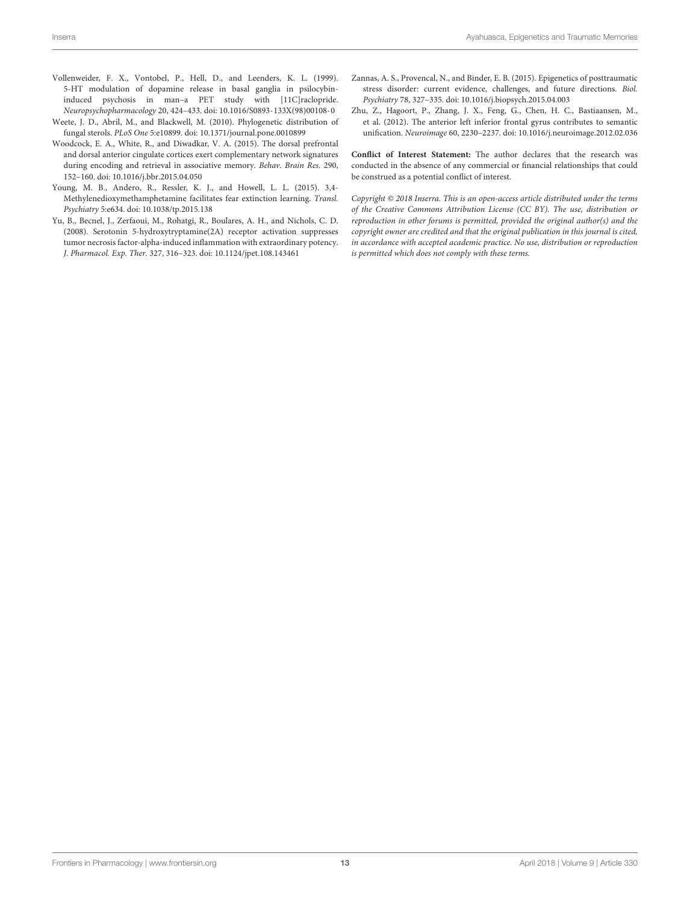Vollenweider, F. X., Vontobel, P., Hell, D., and Leenders, K. L. (1999). 5-HT modulation of dopamine release in basal ganglia in psilocybin-induced psychosis in man–a PET study with [11C]raclopride. *Neuropsychopharmacology* 20, 424–433. doi: 10.1016/S0893-133X(98)00108-0

Weete, J. D., Abril, M., and Blackwell, M. (2010). Phylogenetic distribution of fungal sterols. *PLoS One* 5:e10899. doi: 10.1371/journal.pone.0010899

Woodcock, E. A., White, R., and Diwadkar, V. A. (2015). The dorsal prefrontal and dorsal anterior cingulate cortices exert complementary network signatures during encoding and retrieval in associative memory. *Behav. Brain Res.* 290, 152–160. doi: 10.1016/j.bbr.2015.04.050

Young, M. B., Andero, R., Ressler, K. J., and Howell, L. L. (2015). 3,4-Methylenedioxymethamphetamine facilitates fear extinction learning. *Transl. Psychiatry* 5:e634. doi: 10.1038/tp.2015.138

Yu, B., Becnel, J., Zerfaoui, M., Rohatgi, R., Boulares, A. H., and Nichols, C. D. (2008). Serotonin 5-hydroxytryptamine(2A) receptor activation suppresses tumor necrosis factor-alpha-induced inflammation with extraordinary potency. *J. Pharmacol. Exp. Ther.* 327, 316–323. doi: 10.1124/jpet.108.143461

Zannas, A. S., Provencal, N., and Binder, E. B. (2015). Epigenetics of posttraumatic stress disorder: current evidence, challenges, and future directions. *Biol. Psychiatry* 78, 327–335. doi: 10.1016/j.biopsych.2015.04.003

Zhu, Z., Hagoort, P., Zhang, J. X., Feng, G., Chen, H. C., Bastiaansen, M., et al. (2012). The anterior left inferior frontal gyrus contributes to semantic unification. *Neuroimage* 60, 2230–2237. doi: 10.1016/j.neuroimage.2012.02.036

**Conflict of Interest Statement:** The author declares that the research was conducted in the absence of any commercial or financial relationships that could be construed as a potential conflict of interest.

*Copyright © 2018 Inserra. This is an open-access article distributed under the terms of the Creative Commons Attribution License (CC BY). The use, distribution or reproduction in other forums is permitted, provided the original author(s) and the copyright owner are credited and that the original publication in this journal is cited, in accordance with accepted academic practice. No use, distribution or reproduction is permitted which does not comply with these terms.*